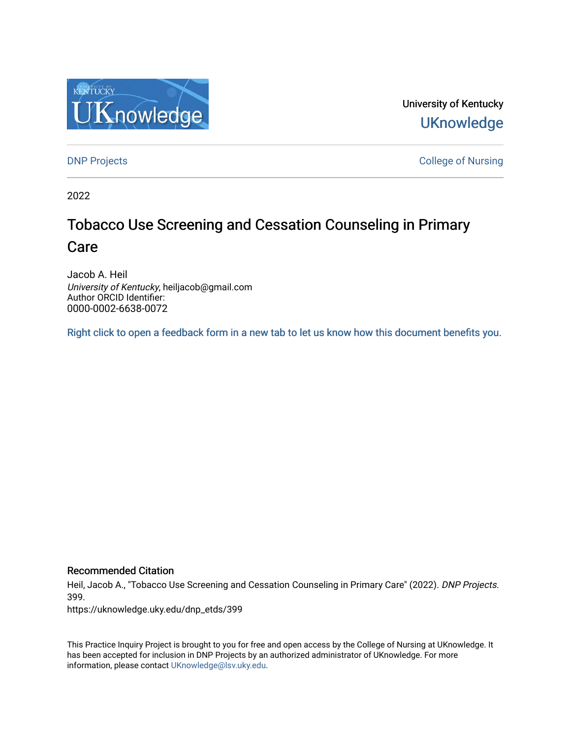University of Kentucky

UKnowledge

DNP Projects

College of Nursing

2022

# Tobacco Use Screening and Cessation Counseling in Primary Care

Jacob A. Heil
*University of Kentucky*, heiljacob@gmail.com
Author ORCID Identifier:
0000-0002-6638-0072

Right click to open a feedback form in a new tab to let us know how this document benefits you.

## Recommended Citation

Heil, Jacob A., "Tobacco Use Screening and Cessation Counseling in Primary Care" (2022). *DNP Projects*. 399.
https://uknowledge.uky.edu/dnp_etds/399

This Practice Inquiry Project is brought to you for free and open access by the College of Nursing at UKnowledge. It has been accepted for inclusion in DNP Projects by an authorized administrator of UKnowledge. For more information, please contact UKnowledge@lsv.uky.edu.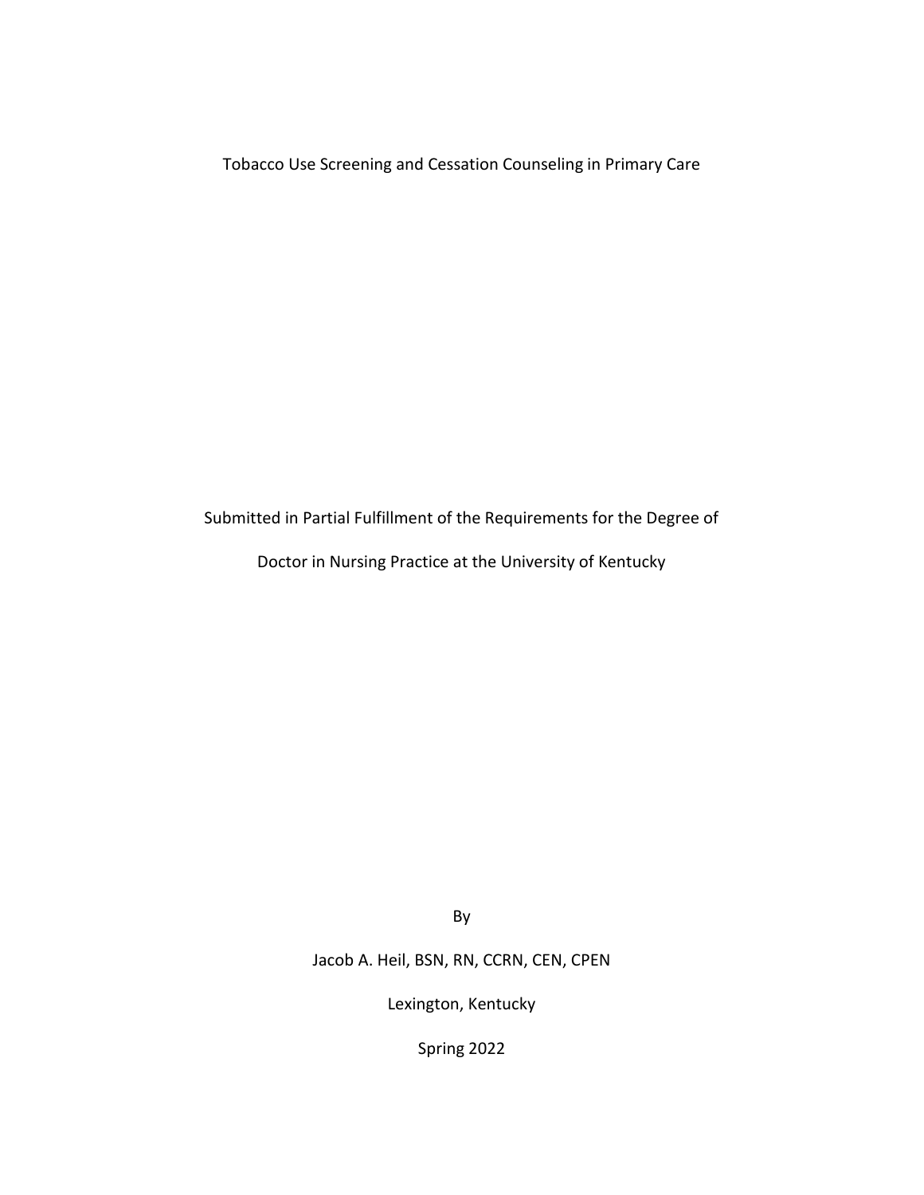# Tobacco Use Screening and Cessation Counseling in Primary Care

Submitted in Partial Fulfillment of the Requirements for the Degree of

Doctor in Nursing Practice at the University of Kentucky

By

Jacob A. Heil, BSN, RN, CCRN, CEN, CPEN

Lexington, Kentucky

Spring 2022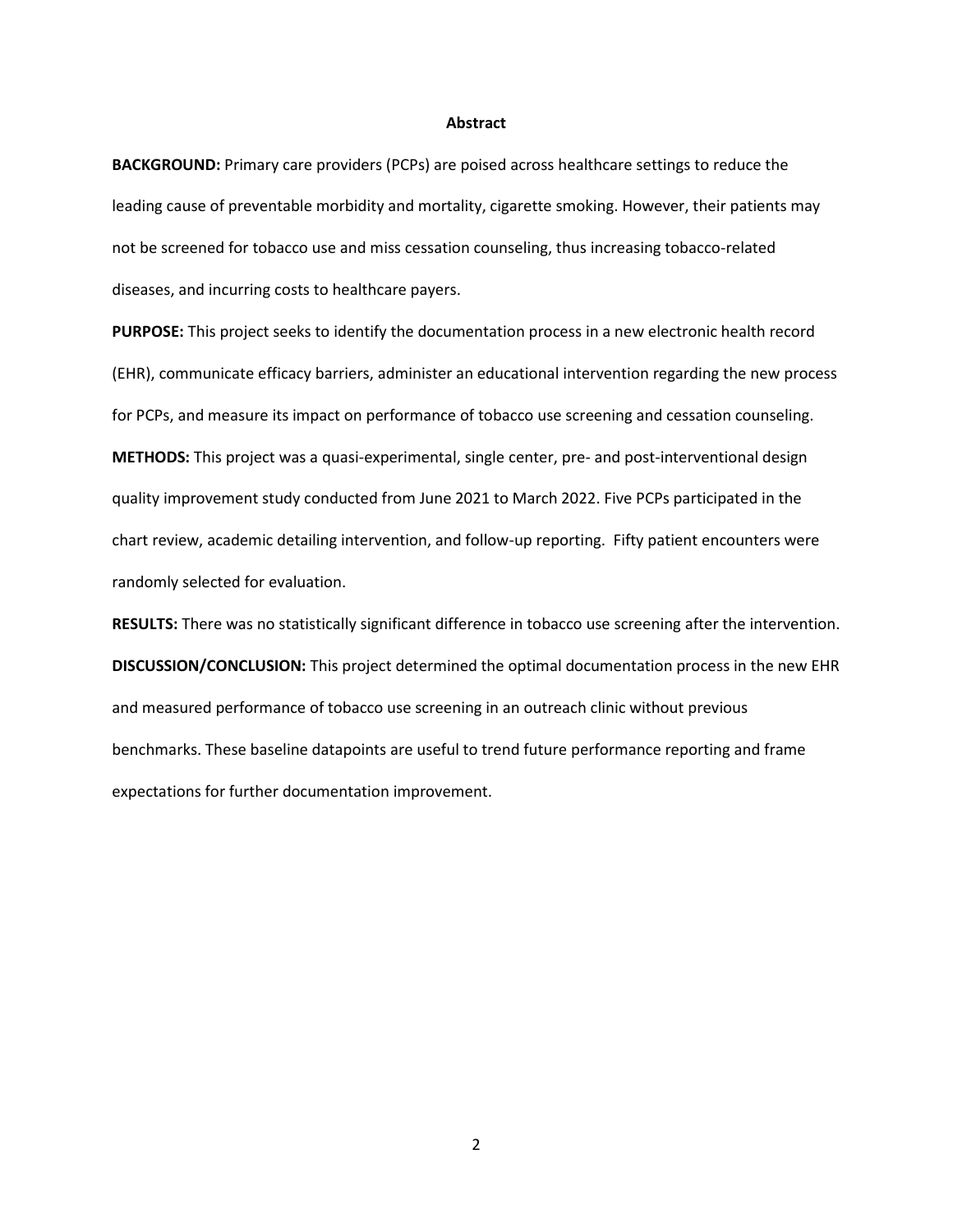# Abstract

**BACKGROUND:** Primary care providers (PCPs) are poised across healthcare settings to reduce the leading cause of preventable morbidity and mortality, cigarette smoking. However, their patients may not be screened for tobacco use and miss cessation counseling, thus increasing tobacco-related diseases, and incurring costs to healthcare payers.

**PURPOSE:** This project seeks to identify the documentation process in a new electronic health record (EHR), communicate efficacy barriers, administer an educational intervention regarding the new process for PCPs, and measure its impact on performance of tobacco use screening and cessation counseling.

**METHODS:** This project was a quasi-experimental, single center, pre- and post-interventional design quality improvement study conducted from June 2021 to March 2022. Five PCPs participated in the chart review, academic detailing intervention, and follow-up reporting. Fifty patient encounters were randomly selected for evaluation.

**RESULTS:** There was no statistically significant difference in tobacco use screening after the intervention.

**DISCUSSION/CONCLUSION:** This project determined the optimal documentation process in the new EHR and measured performance of tobacco use screening in an outreach clinic without previous benchmarks. These baseline datapoints are useful to trend future performance reporting and frame expectations for further documentation improvement.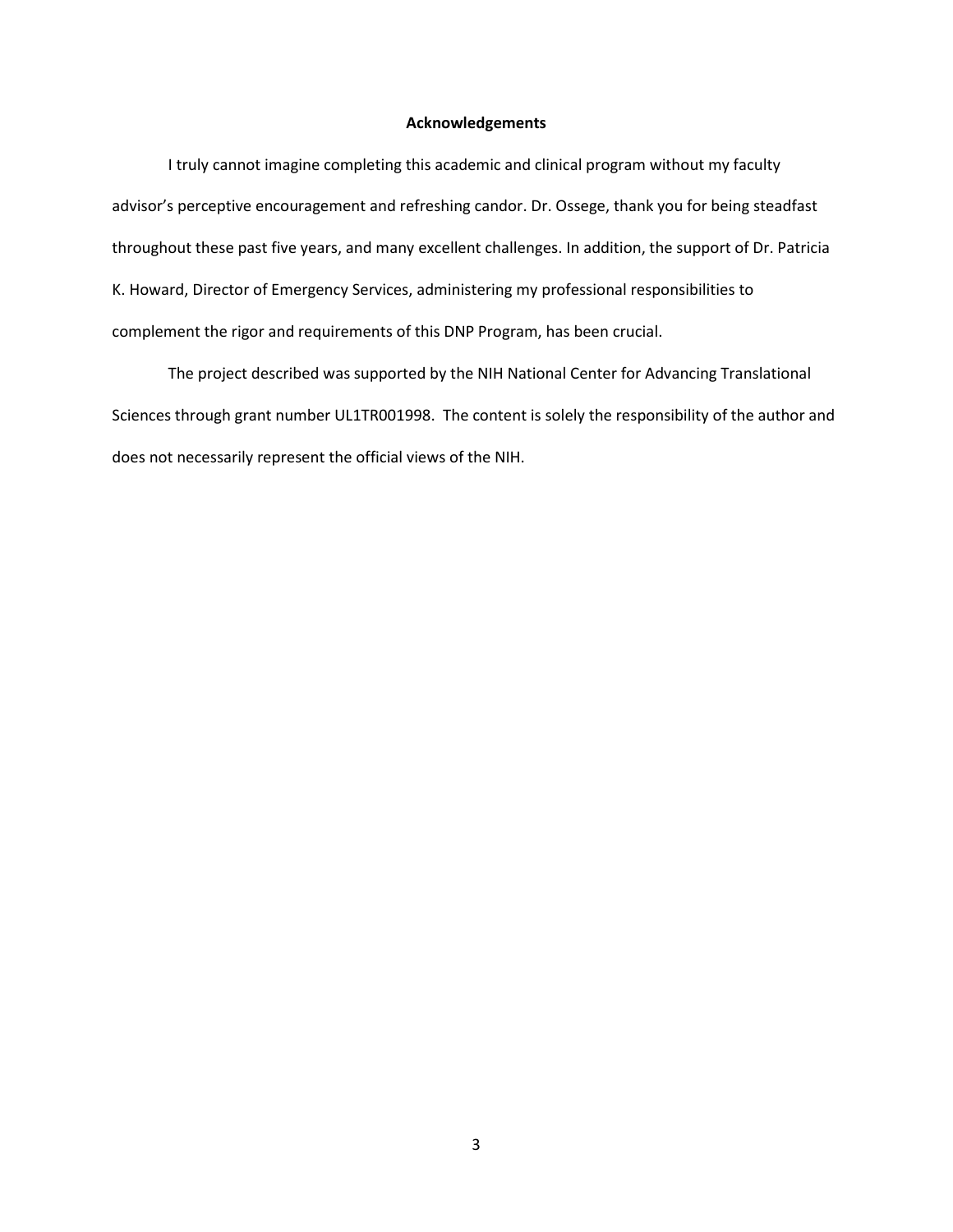## Acknowledgements

I truly cannot imagine completing this academic and clinical program without my faculty advisor's perceptive encouragement and refreshing candor. Dr. Ossege, thank you for being steadfast throughout these past five years, and many excellent challenges. In addition, the support of Dr. Patricia K. Howard, Director of Emergency Services, administering my professional responsibilities to complement the rigor and requirements of this DNP Program, has been crucial.

The project described was supported by the NIH National Center for Advancing Translational Sciences through grant number UL1TR001998. The content is solely the responsibility of the author and does not necessarily represent the official views of the NIH.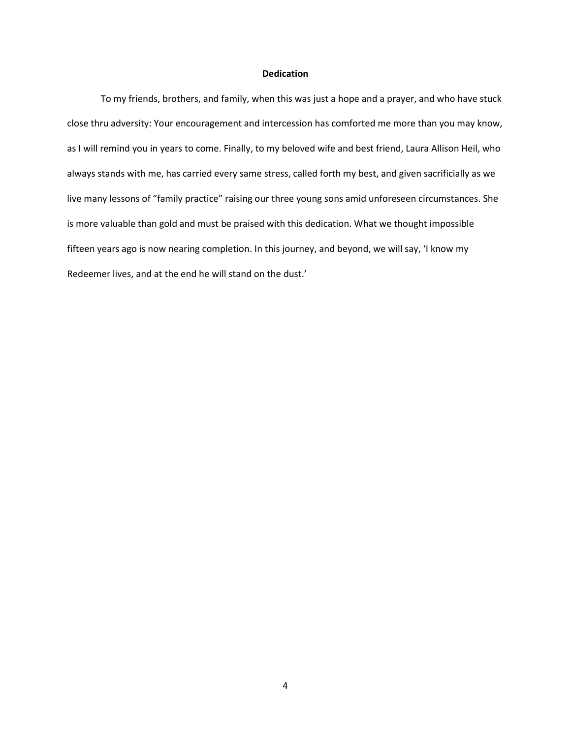## Dedication

To my friends, brothers, and family, when this was just a hope and a prayer, and who have stuck close thru adversity: Your encouragement and intercession has comforted me more than you may know, as I will remind you in years to come. Finally, to my beloved wife and best friend, Laura Allison Heil, who always stands with me, has carried every same stress, called forth my best, and given sacrificially as we live many lessons of "family practice" raising our three young sons amid unforeseen circumstances. She is more valuable than gold and must be praised with this dedication. What we thought impossible fifteen years ago is now nearing completion. In this journey, and beyond, we will say, 'I know my Redeemer lives, and at the end he will stand on the dust.'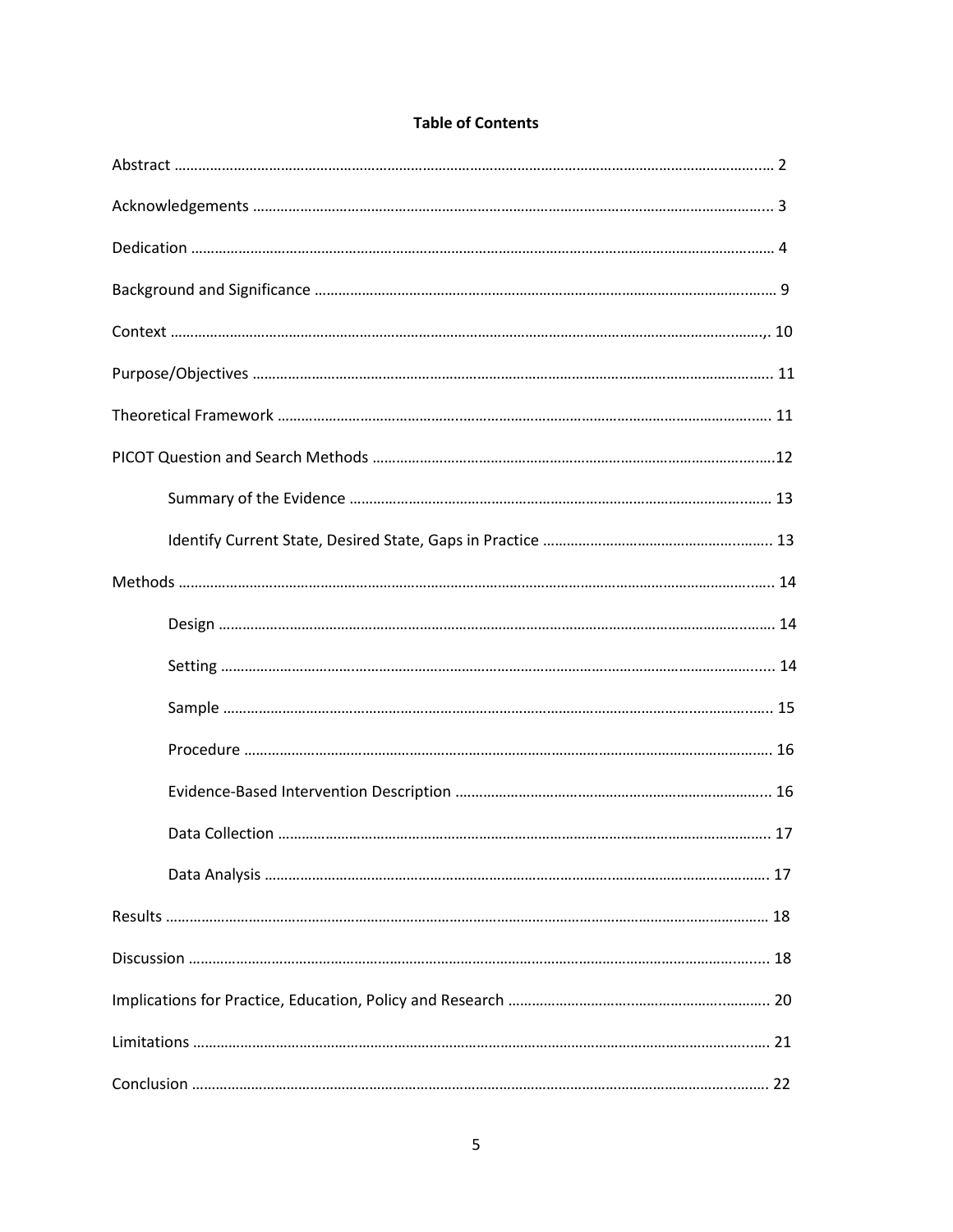# Table of Contents

Abstract …… 2

Acknowledgements …… 3

Dedication …… 4

Background and Significance …… 9

Context …… 10

Purpose/Objectives …… 11

Theoretical Framework …… 11

PICOT Question and Search Methods ……12

- Summary of the Evidence …… 13
- Identify Current State, Desired State, Gaps in Practice …… 13

Methods …… 14

- Design …… 14
- Setting …… 14
- Sample …… 15
- Procedure …… 16
- Evidence-Based Intervention Description …… 16
- Data Collection …… 17
- Data Analysis …… 17

Results …… 18

Discussion …… 18

Implications for Practice, Education, Policy and Research …… 20

Limitations …… 21

Conclusion …… 22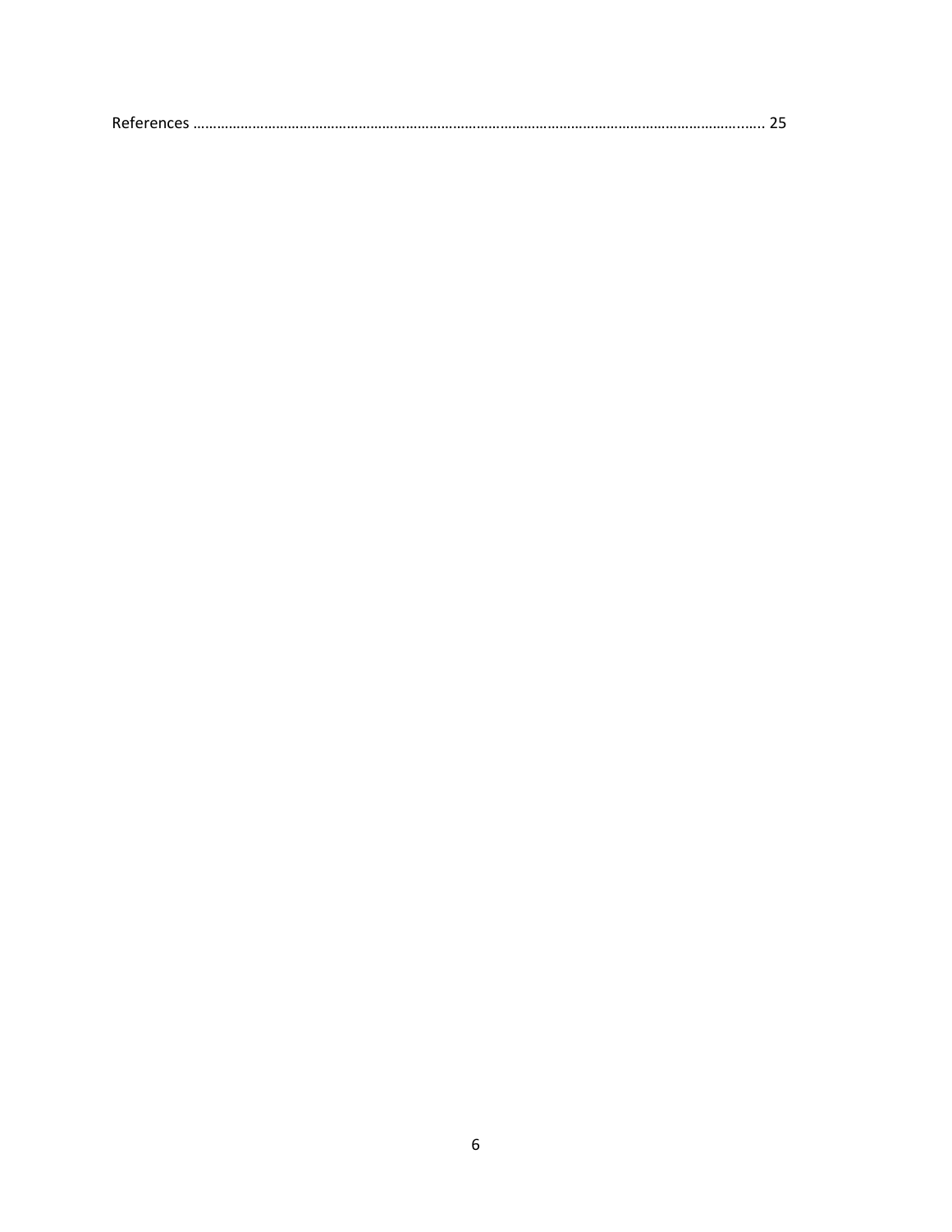References ……………………………………………………………………………………………………………………………….….. 25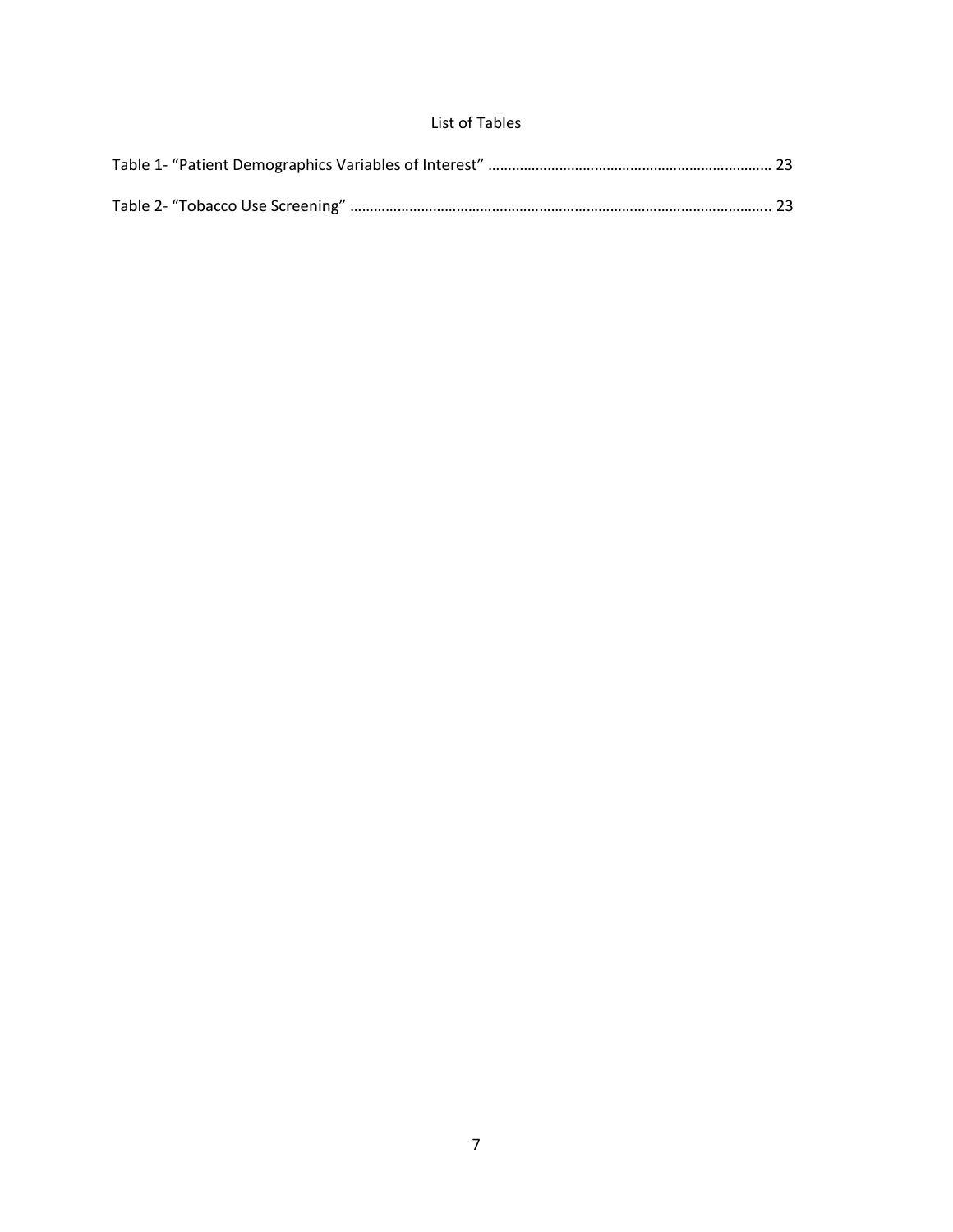# List of Tables

Table 1- “Patient Demographics Variables of Interest” ........................................................... 23

Table 2- “Tobacco Use Screening” ............................................................................................... 23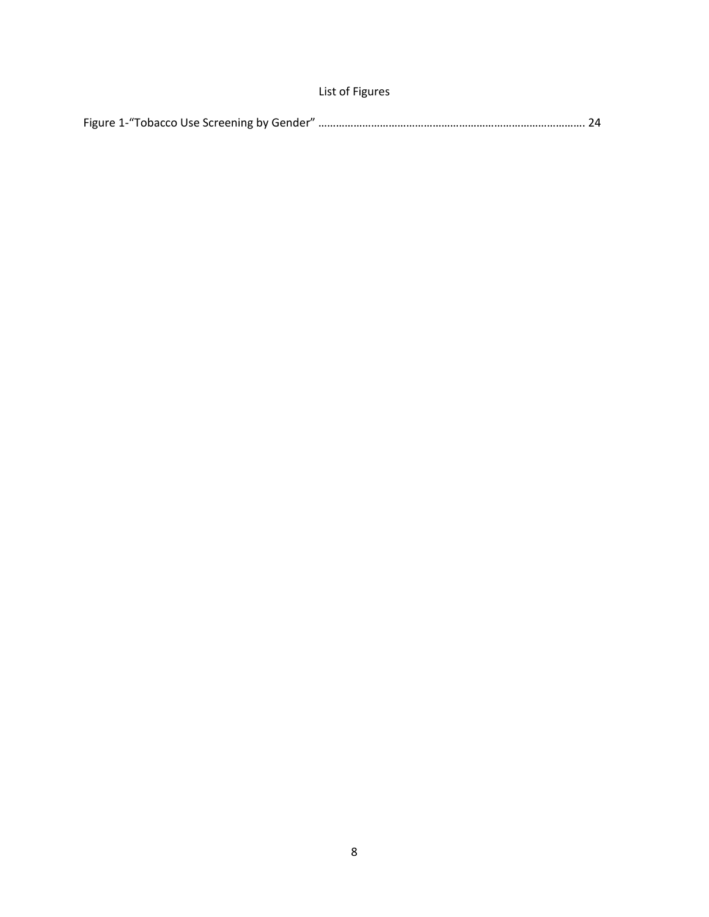# List of Figures

Figure 1-“Tobacco Use Screening by Gender” ……………………………………………………………………………… 24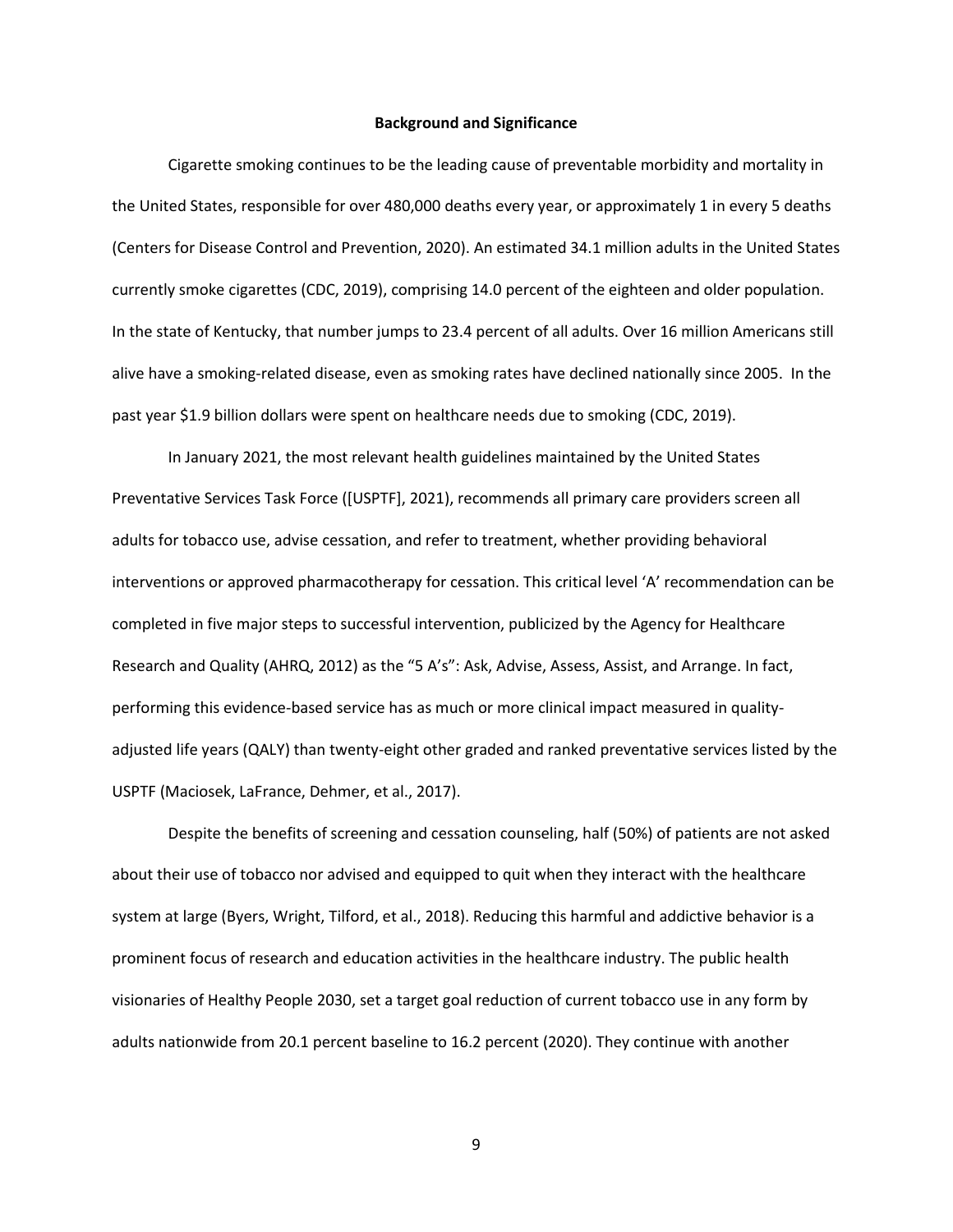**Background and Significance**

Cigarette smoking continues to be the leading cause of preventable morbidity and mortality in the United States, responsible for over 480,000 deaths every year, or approximately 1 in every 5 deaths (Centers for Disease Control and Prevention, 2020). An estimated 34.1 million adults in the United States currently smoke cigarettes (CDC, 2019), comprising 14.0 percent of the eighteen and older population. In the state of Kentucky, that number jumps to 23.4 percent of all adults. Over 16 million Americans still alive have a smoking-related disease, even as smoking rates have declined nationally since 2005. In the past year $1.9 billion dollars were spent on healthcare needs due to smoking (CDC, 2019).

In January 2021, the most relevant health guidelines maintained by the United States Preventative Services Task Force ([USPTF], 2021), recommends all primary care providers screen all adults for tobacco use, advise cessation, and refer to treatment, whether providing behavioral interventions or approved pharmacotherapy for cessation. This critical level 'A' recommendation can be completed in five major steps to successful intervention, publicized by the Agency for Healthcare Research and Quality (AHRQ, 2012) as the "5 A's": Ask, Advise, Assess, Assist, and Arrange. In fact, performing this evidence-based service has as much or more clinical impact measured in quality-adjusted life years (QALY) than twenty-eight other graded and ranked preventative services listed by the USPTF (Maciosek, LaFrance, Dehmer, et al., 2017).

Despite the benefits of screening and cessation counseling, half (50%) of patients are not asked about their use of tobacco nor advised and equipped to quit when they interact with the healthcare system at large (Byers, Wright, Tilford, et al., 2018). Reducing this harmful and addictive behavior is a prominent focus of research and education activities in the healthcare industry. The public health visionaries of Healthy People 2030, set a target goal reduction of current tobacco use in any form by adults nationwide from 20.1 percent baseline to 16.2 percent (2020). They continue with another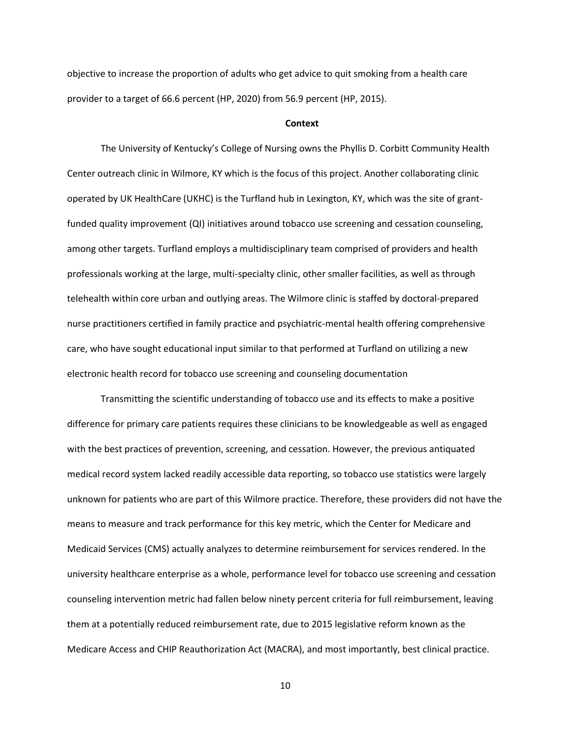objective to increase the proportion of adults who get advice to quit smoking from a health care provider to a target of 66.6 percent (HP, 2020) from 56.9 percent (HP, 2015).

## Context

The University of Kentucky's College of Nursing owns the Phyllis D. Corbitt Community Health Center outreach clinic in Wilmore, KY which is the focus of this project. Another collaborating clinic operated by UK HealthCare (UKHC) is the Turfland hub in Lexington, KY, which was the site of grant-funded quality improvement (QI) initiatives around tobacco use screening and cessation counseling, among other targets. Turfland employs a multidisciplinary team comprised of providers and health professionals working at the large, multi-specialty clinic, other smaller facilities, as well as through telehealth within core urban and outlying areas. The Wilmore clinic is staffed by doctoral-prepared nurse practitioners certified in family practice and psychiatric-mental health offering comprehensive care, who have sought educational input similar to that performed at Turfland on utilizing a new electronic health record for tobacco use screening and counseling documentation

Transmitting the scientific understanding of tobacco use and its effects to make a positive difference for primary care patients requires these clinicians to be knowledgeable as well as engaged with the best practices of prevention, screening, and cessation. However, the previous antiquated medical record system lacked readily accessible data reporting, so tobacco use statistics were largely unknown for patients who are part of this Wilmore practice. Therefore, these providers did not have the means to measure and track performance for this key metric, which the Center for Medicare and Medicaid Services (CMS) actually analyzes to determine reimbursement for services rendered. In the university healthcare enterprise as a whole, performance level for tobacco use screening and cessation counseling intervention metric had fallen below ninety percent criteria for full reimbursement, leaving them at a potentially reduced reimbursement rate, due to 2015 legislative reform known as the Medicare Access and CHIP Reauthorization Act (MACRA), and most importantly, best clinical practice.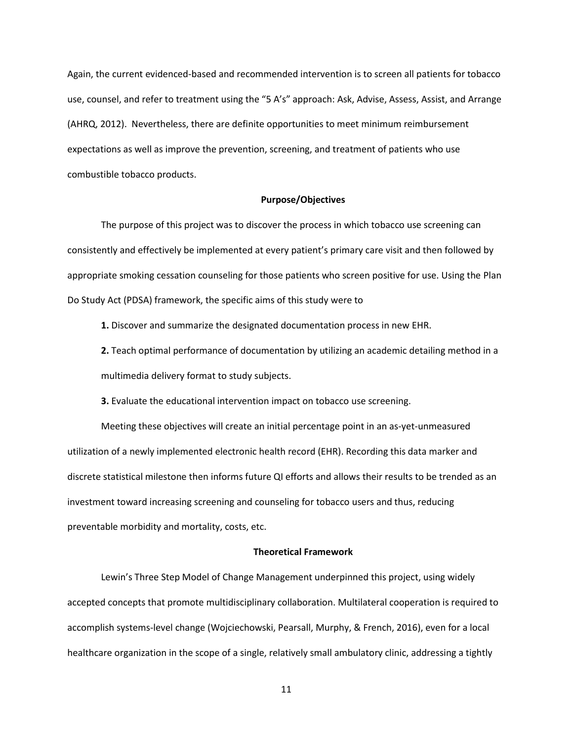Again, the current evidenced-based and recommended intervention is to screen all patients for tobacco use, counsel, and refer to treatment using the "5 A's" approach: Ask, Advise, Assess, Assist, and Arrange (AHRQ, 2012). Nevertheless, there are definite opportunities to meet minimum reimbursement expectations as well as improve the prevention, screening, and treatment of patients who use combustible tobacco products.

## Purpose/Objectives

The purpose of this project was to discover the process in which tobacco use screening can consistently and effectively be implemented at every patient's primary care visit and then followed by appropriate smoking cessation counseling for those patients who screen positive for use. Using the Plan Do Study Act (PDSA) framework, the specific aims of this study were to

**1.** Discover and summarize the designated documentation process in new EHR.

**2.** Teach optimal performance of documentation by utilizing an academic detailing method in a multimedia delivery format to study subjects.

**3.** Evaluate the educational intervention impact on tobacco use screening.

Meeting these objectives will create an initial percentage point in an as-yet-unmeasured utilization of a newly implemented electronic health record (EHR). Recording this data marker and discrete statistical milestone then informs future QI efforts and allows their results to be trended as an investment toward increasing screening and counseling for tobacco users and thus, reducing preventable morbidity and mortality, costs, etc.

## Theoretical Framework

Lewin's Three Step Model of Change Management underpinned this project, using widely accepted concepts that promote multidisciplinary collaboration. Multilateral cooperation is required to accomplish systems-level change (Wojciechowski, Pearsall, Murphy, & French, 2016), even for a local healthcare organization in the scope of a single, relatively small ambulatory clinic, addressing a tightly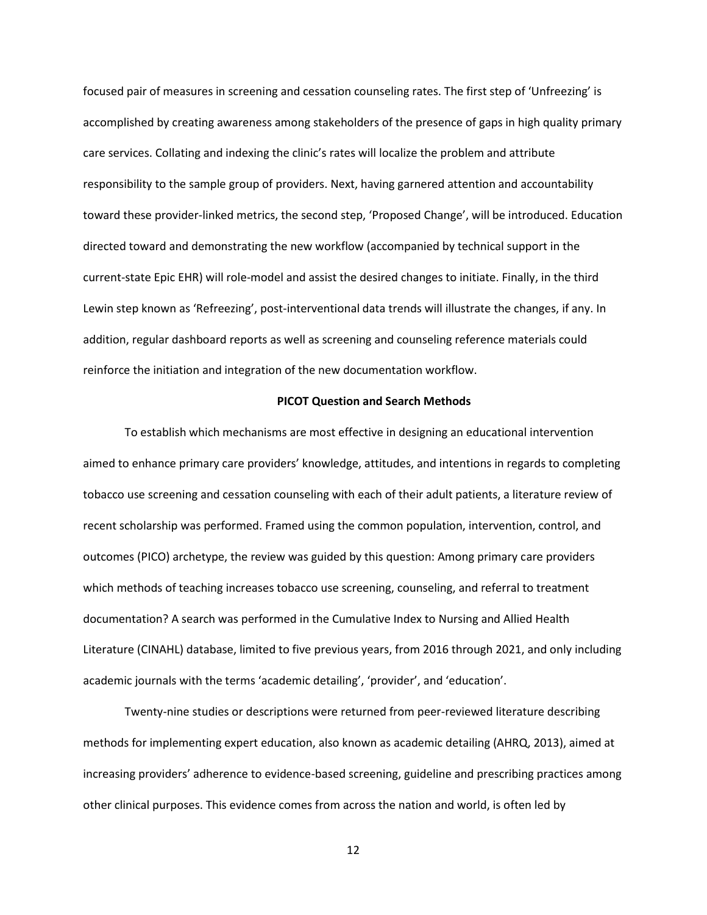focused pair of measures in screening and cessation counseling rates. The first step of 'Unfreezing' is accomplished by creating awareness among stakeholders of the presence of gaps in high quality primary care services. Collating and indexing the clinic's rates will localize the problem and attribute responsibility to the sample group of providers. Next, having garnered attention and accountability toward these provider-linked metrics, the second step, 'Proposed Change', will be introduced. Education directed toward and demonstrating the new workflow (accompanied by technical support in the current-state Epic EHR) will role-model and assist the desired changes to initiate. Finally, in the third Lewin step known as 'Refreezing', post-interventional data trends will illustrate the changes, if any. In addition, regular dashboard reports as well as screening and counseling reference materials could reinforce the initiation and integration of the new documentation workflow.

## PICOT Question and Search Methods

To establish which mechanisms are most effective in designing an educational intervention aimed to enhance primary care providers' knowledge, attitudes, and intentions in regards to completing tobacco use screening and cessation counseling with each of their adult patients, a literature review of recent scholarship was performed. Framed using the common population, intervention, control, and outcomes (PICO) archetype, the review was guided by this question: Among primary care providers which methods of teaching increases tobacco use screening, counseling, and referral to treatment documentation? A search was performed in the Cumulative Index to Nursing and Allied Health Literature (CINAHL) database, limited to five previous years, from 2016 through 2021, and only including academic journals with the terms 'academic detailing', 'provider', and 'education'.

Twenty-nine studies or descriptions were returned from peer-reviewed literature describing methods for implementing expert education, also known as academic detailing (AHRQ, 2013), aimed at increasing providers' adherence to evidence-based screening, guideline and prescribing practices among other clinical purposes. This evidence comes from across the nation and world, is often led by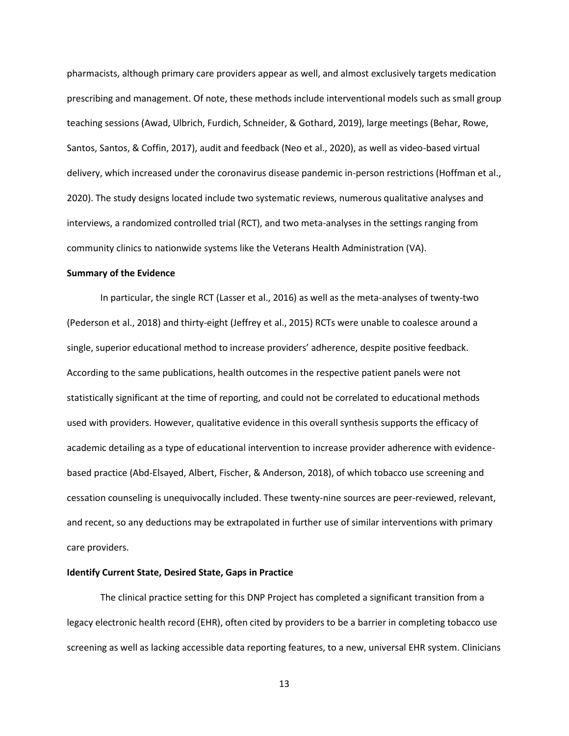pharmacists, although primary care providers appear as well, and almost exclusively targets medication prescribing and management. Of note, these methods include interventional models such as small group teaching sessions (Awad, Ulbrich, Furdich, Schneider, & Gothard, 2019), large meetings (Behar, Rowe, Santos, Santos, & Coffin, 2017), audit and feedback (Neo et al., 2020), as well as video-based virtual delivery, which increased under the coronavirus disease pandemic in-person restrictions (Hoffman et al., 2020). The study designs located include two systematic reviews, numerous qualitative analyses and interviews, a randomized controlled trial (RCT), and two meta-analyses in the settings ranging from community clinics to nationwide systems like the Veterans Health Administration (VA).

**Summary of the Evidence**

In particular, the single RCT (Lasser et al., 2016) as well as the meta-analyses of twenty-two (Pederson et al., 2018) and thirty-eight (Jeffrey et al., 2015) RCTs were unable to coalesce around a single, superior educational method to increase providers' adherence, despite positive feedback. According to the same publications, health outcomes in the respective patient panels were not statistically significant at the time of reporting, and could not be correlated to educational methods used with providers. However, qualitative evidence in this overall synthesis supports the efficacy of academic detailing as a type of educational intervention to increase provider adherence with evidence-based practice (Abd-Elsayed, Albert, Fischer, & Anderson, 2018), of which tobacco use screening and cessation counseling is unequivocally included. These twenty-nine sources are peer-reviewed, relevant, and recent, so any deductions may be extrapolated in further use of similar interventions with primary care providers.

**Identify Current State, Desired State, Gaps in Practice**

The clinical practice setting for this DNP Project has completed a significant transition from a legacy electronic health record (EHR), often cited by providers to be a barrier in completing tobacco use screening as well as lacking accessible data reporting features, to a new, universal EHR system. Clinicians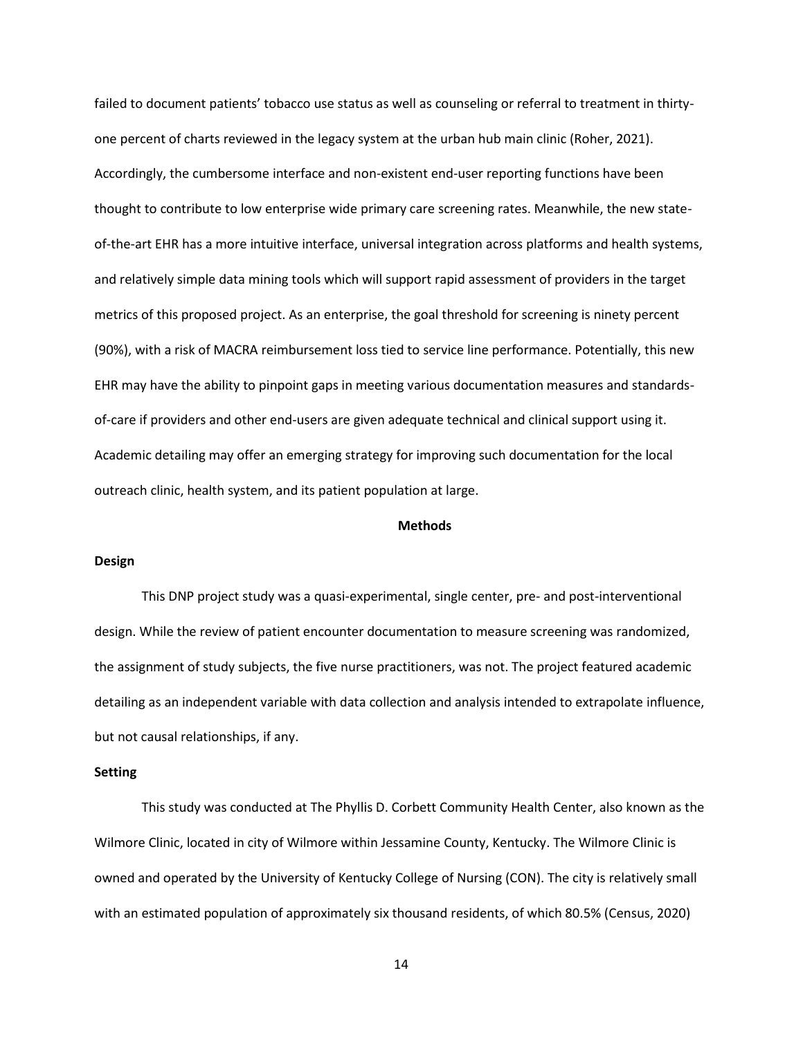failed to document patients' tobacco use status as well as counseling or referral to treatment in thirty-one percent of charts reviewed in the legacy system at the urban hub main clinic (Roher, 2021). Accordingly, the cumbersome interface and non-existent end-user reporting functions have been thought to contribute to low enterprise wide primary care screening rates. Meanwhile, the new state-of-the-art EHR has a more intuitive interface, universal integration across platforms and health systems, and relatively simple data mining tools which will support rapid assessment of providers in the target metrics of this proposed project. As an enterprise, the goal threshold for screening is ninety percent (90%), with a risk of MACRA reimbursement loss tied to service line performance. Potentially, this new EHR may have the ability to pinpoint gaps in meeting various documentation measures and standards-of-care if providers and other end-users are given adequate technical and clinical support using it. Academic detailing may offer an emerging strategy for improving such documentation for the local outreach clinic, health system, and its patient population at large.

## Methods

### Design

This DNP project study was a quasi-experimental, single center, pre- and post-interventional design. While the review of patient encounter documentation to measure screening was randomized, the assignment of study subjects, the five nurse practitioners, was not. The project featured academic detailing as an independent variable with data collection and analysis intended to extrapolate influence, but not causal relationships, if any.

### Setting

This study was conducted at The Phyllis D. Corbett Community Health Center, also known as the Wilmore Clinic, located in city of Wilmore within Jessamine County, Kentucky. The Wilmore Clinic is owned and operated by the University of Kentucky College of Nursing (CON). The city is relatively small with an estimated population of approximately six thousand residents, of which 80.5% (Census, 2020)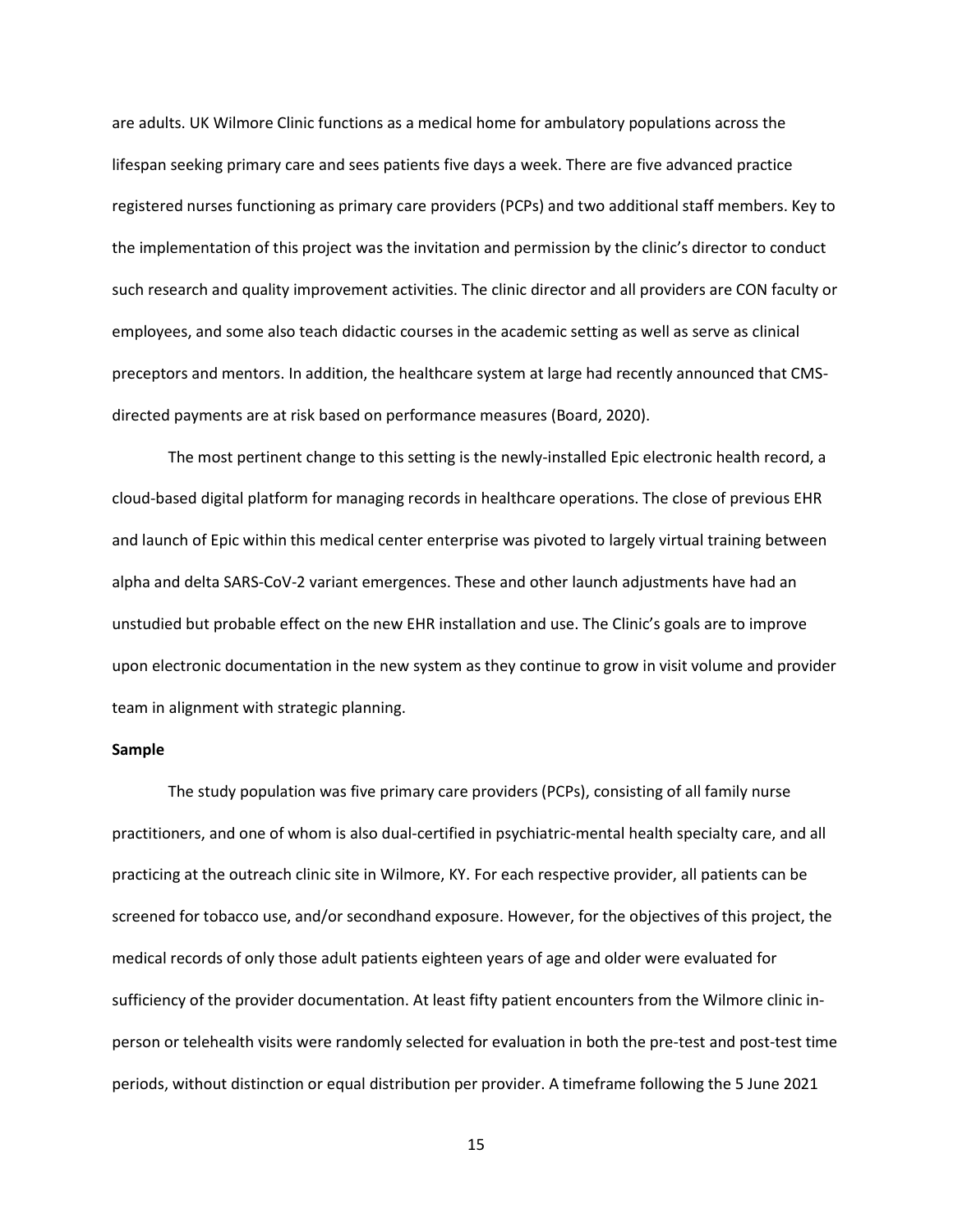are adults. UK Wilmore Clinic functions as a medical home for ambulatory populations across the lifespan seeking primary care and sees patients five days a week. There are five advanced practice registered nurses functioning as primary care providers (PCPs) and two additional staff members. Key to the implementation of this project was the invitation and permission by the clinic's director to conduct such research and quality improvement activities. The clinic director and all providers are CON faculty or employees, and some also teach didactic courses in the academic setting as well as serve as clinical preceptors and mentors. In addition, the healthcare system at large had recently announced that CMS-directed payments are at risk based on performance measures (Board, 2020).

The most pertinent change to this setting is the newly-installed Epic electronic health record, a cloud-based digital platform for managing records in healthcare operations. The close of previous EHR and launch of Epic within this medical center enterprise was pivoted to largely virtual training between alpha and delta SARS-CoV-2 variant emergences. These and other launch adjustments have had an unstudied but probable effect on the new EHR installation and use. The Clinic's goals are to improve upon electronic documentation in the new system as they continue to grow in visit volume and provider team in alignment with strategic planning.

**Sample**

The study population was five primary care providers (PCPs), consisting of all family nurse practitioners, and one of whom is also dual-certified in psychiatric-mental health specialty care, and all practicing at the outreach clinic site in Wilmore, KY. For each respective provider, all patients can be screened for tobacco use, and/or secondhand exposure. However, for the objectives of this project, the medical records of only those adult patients eighteen years of age and older were evaluated for sufficiency of the provider documentation. At least fifty patient encounters from the Wilmore clinic in-person or telehealth visits were randomly selected for evaluation in both the pre-test and post-test time periods, without distinction or equal distribution per provider. A timeframe following the 5 June 2021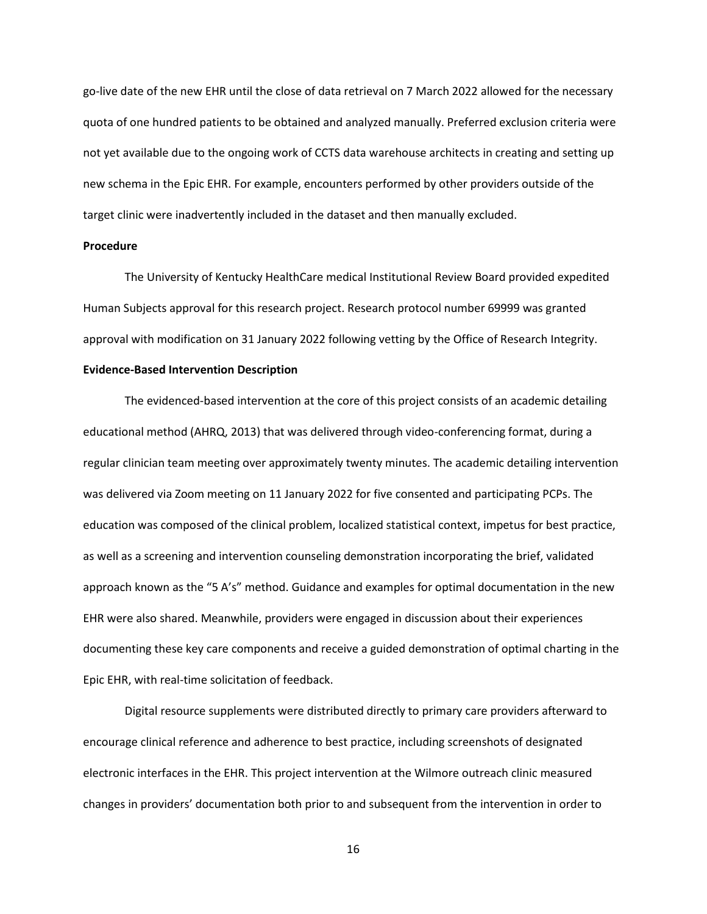go-live date of the new EHR until the close of data retrieval on 7 March 2022 allowed for the necessary quota of one hundred patients to be obtained and analyzed manually. Preferred exclusion criteria were not yet available due to the ongoing work of CCTS data warehouse architects in creating and setting up new schema in the Epic EHR. For example, encounters performed by other providers outside of the target clinic were inadvertently included in the dataset and then manually excluded.

**Procedure**

The University of Kentucky HealthCare medical Institutional Review Board provided expedited Human Subjects approval for this research project. Research protocol number 69999 was granted approval with modification on 31 January 2022 following vetting by the Office of Research Integrity.

**Evidence-Based Intervention Description**

The evidenced-based intervention at the core of this project consists of an academic detailing educational method (AHRQ, 2013) that was delivered through video-conferencing format, during a regular clinician team meeting over approximately twenty minutes. The academic detailing intervention was delivered via Zoom meeting on 11 January 2022 for five consented and participating PCPs. The education was composed of the clinical problem, localized statistical context, impetus for best practice, as well as a screening and intervention counseling demonstration incorporating the brief, validated approach known as the "5 A's" method. Guidance and examples for optimal documentation in the new EHR were also shared. Meanwhile, providers were engaged in discussion about their experiences documenting these key care components and receive a guided demonstration of optimal charting in the Epic EHR, with real-time solicitation of feedback.

Digital resource supplements were distributed directly to primary care providers afterward to encourage clinical reference and adherence to best practice, including screenshots of designated electronic interfaces in the EHR. This project intervention at the Wilmore outreach clinic measured changes in providers' documentation both prior to and subsequent from the intervention in order to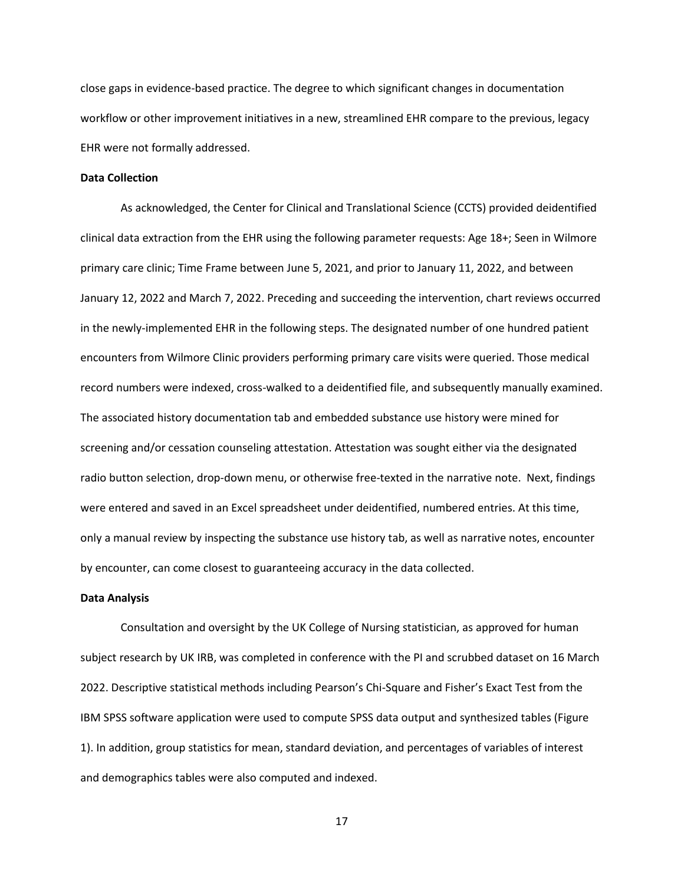close gaps in evidence-based practice. The degree to which significant changes in documentation workflow or other improvement initiatives in a new, streamlined EHR compare to the previous, legacy EHR were not formally addressed.

**Data Collection**

As acknowledged, the Center for Clinical and Translational Science (CCTS) provided deidentified clinical data extraction from the EHR using the following parameter requests: Age 18+; Seen in Wilmore primary care clinic; Time Frame between June 5, 2021, and prior to January 11, 2022, and between January 12, 2022 and March 7, 2022. Preceding and succeeding the intervention, chart reviews occurred in the newly-implemented EHR in the following steps. The designated number of one hundred patient encounters from Wilmore Clinic providers performing primary care visits were queried. Those medical record numbers were indexed, cross-walked to a deidentified file, and subsequently manually examined. The associated history documentation tab and embedded substance use history were mined for screening and/or cessation counseling attestation. Attestation was sought either via the designated radio button selection, drop-down menu, or otherwise free-texted in the narrative note. Next, findings were entered and saved in an Excel spreadsheet under deidentified, numbered entries. At this time, only a manual review by inspecting the substance use history tab, as well as narrative notes, encounter by encounter, can come closest to guaranteeing accuracy in the data collected.

**Data Analysis**

Consultation and oversight by the UK College of Nursing statistician, as approved for human subject research by UK IRB, was completed in conference with the PI and scrubbed dataset on 16 March 2022. Descriptive statistical methods including Pearson's Chi-Square and Fisher's Exact Test from the IBM SPSS software application were used to compute SPSS data output and synthesized tables (Figure 1). In addition, group statistics for mean, standard deviation, and percentages of variables of interest and demographics tables were also computed and indexed.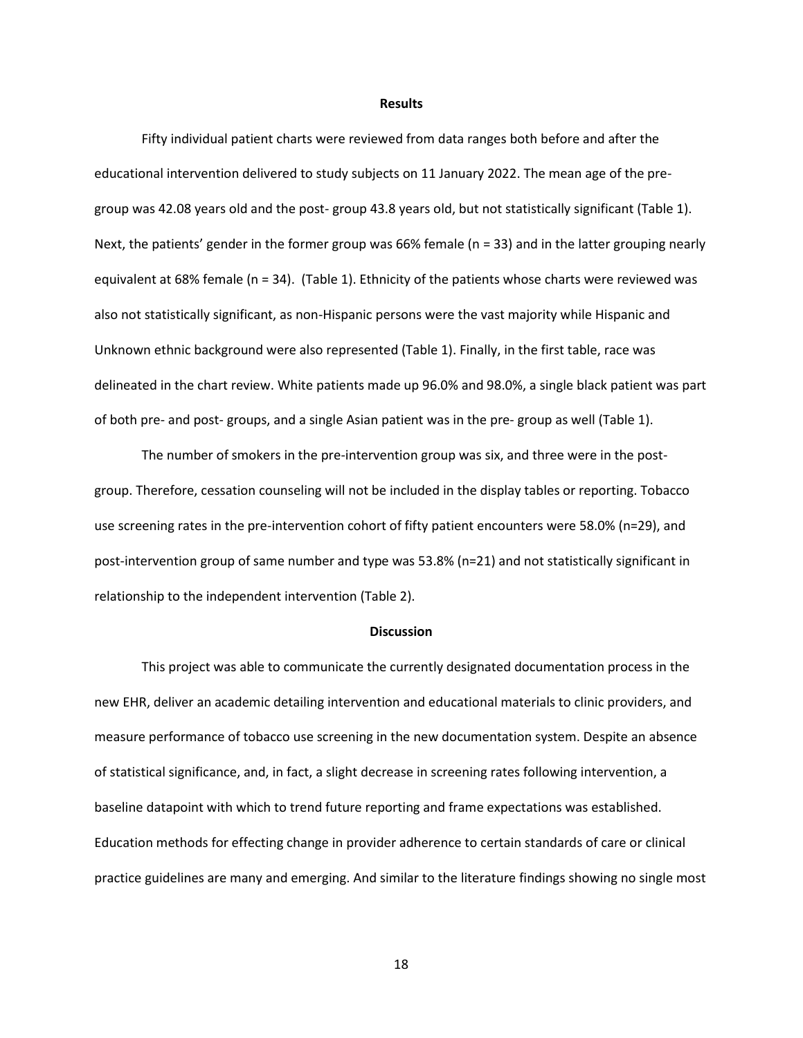## Results

Fifty individual patient charts were reviewed from data ranges both before and after the educational intervention delivered to study subjects on 11 January 2022. The mean age of the pre-group was 42.08 years old and the post- group 43.8 years old, but not statistically significant (Table 1). Next, the patients' gender in the former group was 66% female (n = 33) and in the latter grouping nearly equivalent at 68% female (n = 34). (Table 1). Ethnicity of the patients whose charts were reviewed was also not statistically significant, as non-Hispanic persons were the vast majority while Hispanic and Unknown ethnic background were also represented (Table 1). Finally, in the first table, race was delineated in the chart review. White patients made up 96.0% and 98.0%, a single black patient was part of both pre- and post- groups, and a single Asian patient was in the pre- group as well (Table 1).

The number of smokers in the pre-intervention group was six, and three were in the post-group. Therefore, cessation counseling will not be included in the display tables or reporting. Tobacco use screening rates in the pre-intervention cohort of fifty patient encounters were 58.0% (n=29), and post-intervention group of same number and type was 53.8% (n=21) and not statistically significant in relationship to the independent intervention (Table 2).

## Discussion

This project was able to communicate the currently designated documentation process in the new EHR, deliver an academic detailing intervention and educational materials to clinic providers, and measure performance of tobacco use screening in the new documentation system. Despite an absence of statistical significance, and, in fact, a slight decrease in screening rates following intervention, a baseline datapoint with which to trend future reporting and frame expectations was established. Education methods for effecting change in provider adherence to certain standards of care or clinical practice guidelines are many and emerging. And similar to the literature findings showing no single most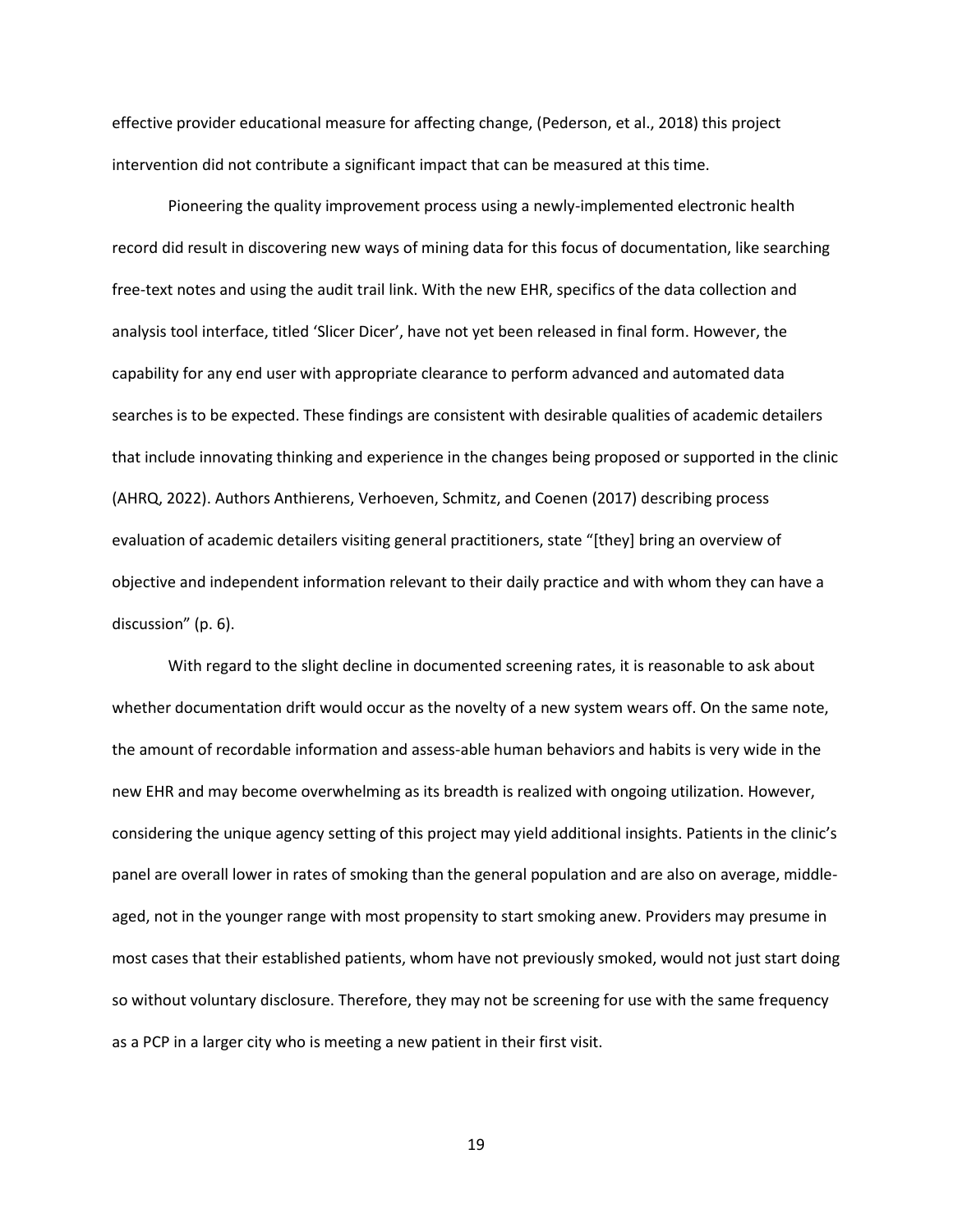effective provider educational measure for affecting change, (Pederson, et al., 2018) this project intervention did not contribute a significant impact that can be measured at this time.

Pioneering the quality improvement process using a newly-implemented electronic health record did result in discovering new ways of mining data for this focus of documentation, like searching free-text notes and using the audit trail link. With the new EHR, specifics of the data collection and analysis tool interface, titled 'Slicer Dicer', have not yet been released in final form. However, the capability for any end user with appropriate clearance to perform advanced and automated data searches is to be expected. These findings are consistent with desirable qualities of academic detailers that include innovating thinking and experience in the changes being proposed or supported in the clinic (AHRQ, 2022). Authors Anthierens, Verhoeven, Schmitz, and Coenen (2017) describing process evaluation of academic detailers visiting general practitioners, state "[they] bring an overview of objective and independent information relevant to their daily practice and with whom they can have a discussion" (p. 6).

With regard to the slight decline in documented screening rates, it is reasonable to ask about whether documentation drift would occur as the novelty of a new system wears off. On the same note, the amount of recordable information and assess-able human behaviors and habits is very wide in the new EHR and may become overwhelming as its breadth is realized with ongoing utilization. However, considering the unique agency setting of this project may yield additional insights. Patients in the clinic's panel are overall lower in rates of smoking than the general population and are also on average, middle-aged, not in the younger range with most propensity to start smoking anew. Providers may presume in most cases that their established patients, whom have not previously smoked, would not just start doing so without voluntary disclosure. Therefore, they may not be screening for use with the same frequency as a PCP in a larger city who is meeting a new patient in their first visit.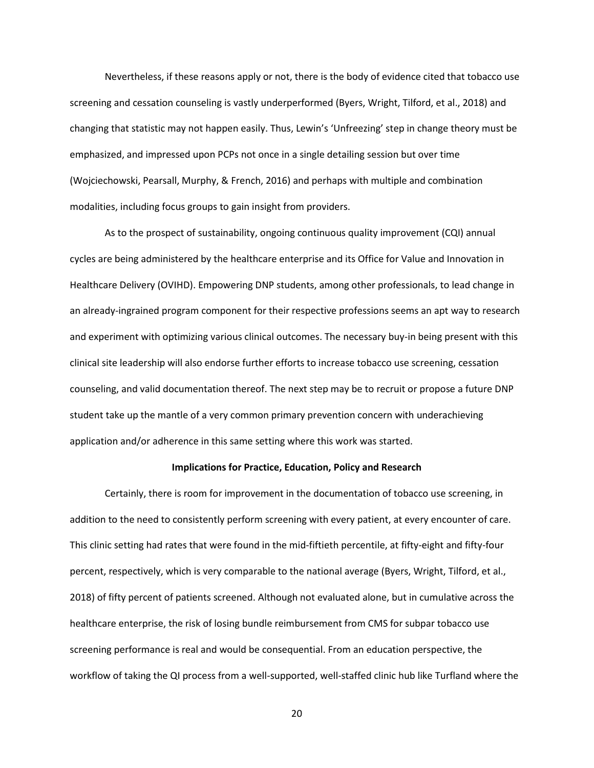Nevertheless, if these reasons apply or not, there is the body of evidence cited that tobacco use screening and cessation counseling is vastly underperformed (Byers, Wright, Tilford, et al., 2018) and changing that statistic may not happen easily. Thus, Lewin's 'Unfreezing' step in change theory must be emphasized, and impressed upon PCPs not once in a single detailing session but over time (Wojciechowski, Pearsall, Murphy, & French, 2016) and perhaps with multiple and combination modalities, including focus groups to gain insight from providers.

As to the prospect of sustainability, ongoing continuous quality improvement (CQI) annual cycles are being administered by the healthcare enterprise and its Office for Value and Innovation in Healthcare Delivery (OVIHD). Empowering DNP students, among other professionals, to lead change in an already-ingrained program component for their respective professions seems an apt way to research and experiment with optimizing various clinical outcomes. The necessary buy-in being present with this clinical site leadership will also endorse further efforts to increase tobacco use screening, cessation counseling, and valid documentation thereof. The next step may be to recruit or propose a future DNP student take up the mantle of a very common primary prevention concern with underachieving application and/or adherence in this same setting where this work was started.

## Implications for Practice, Education, Policy and Research

Certainly, there is room for improvement in the documentation of tobacco use screening, in addition to the need to consistently perform screening with every patient, at every encounter of care. This clinic setting had rates that were found in the mid-fiftieth percentile, at fifty-eight and fifty-four percent, respectively, which is very comparable to the national average (Byers, Wright, Tilford, et al., 2018) of fifty percent of patients screened. Although not evaluated alone, but in cumulative across the healthcare enterprise, the risk of losing bundle reimbursement from CMS for subpar tobacco use screening performance is real and would be consequential. From an education perspective, the workflow of taking the QI process from a well-supported, well-staffed clinic hub like Turfland where the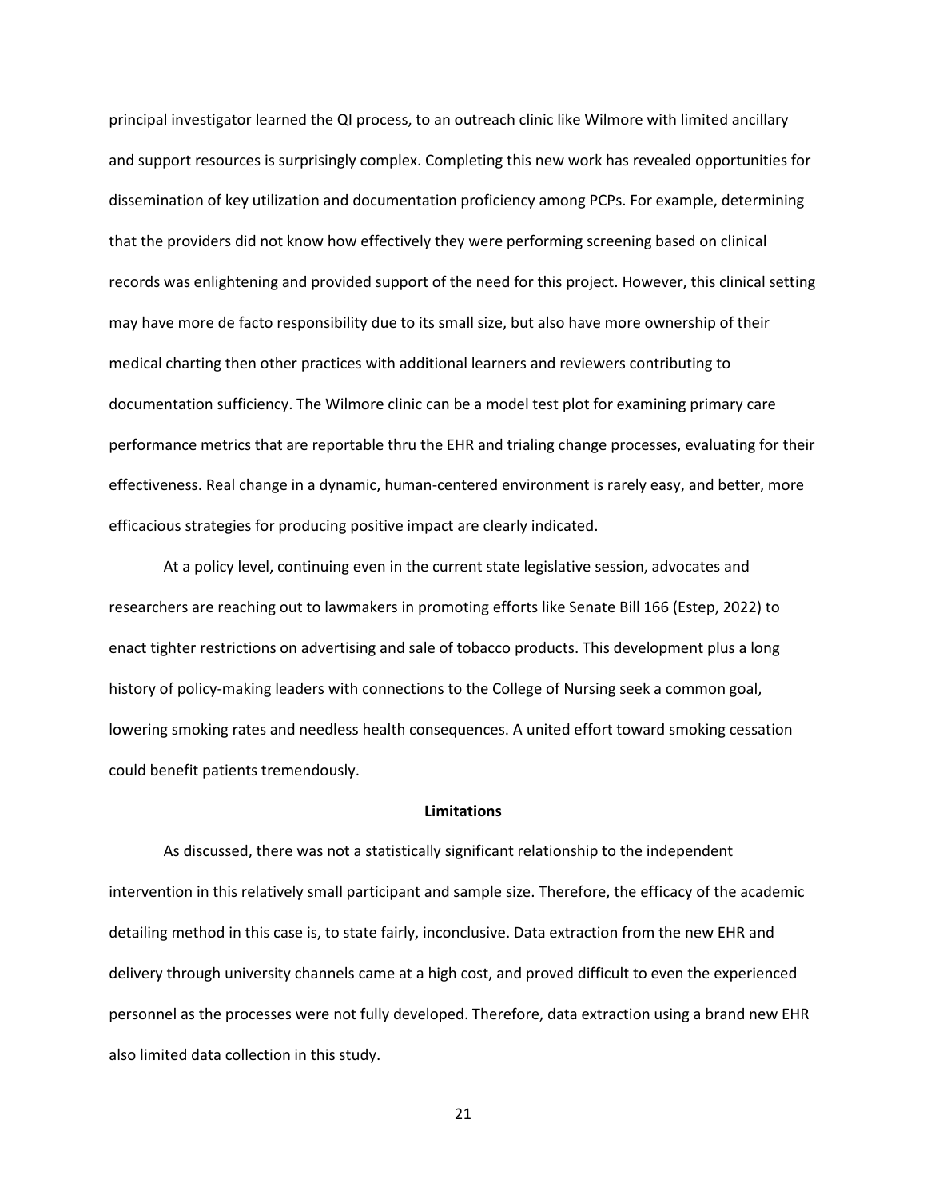principal investigator learned the QI process, to an outreach clinic like Wilmore with limited ancillary and support resources is surprisingly complex. Completing this new work has revealed opportunities for dissemination of key utilization and documentation proficiency among PCPs. For example, determining that the providers did not know how effectively they were performing screening based on clinical records was enlightening and provided support of the need for this project. However, this clinical setting may have more de facto responsibility due to its small size, but also have more ownership of their medical charting then other practices with additional learners and reviewers contributing to documentation sufficiency. The Wilmore clinic can be a model test plot for examining primary care performance metrics that are reportable thru the EHR and trialing change processes, evaluating for their effectiveness. Real change in a dynamic, human-centered environment is rarely easy, and better, more efficacious strategies for producing positive impact are clearly indicated.

At a policy level, continuing even in the current state legislative session, advocates and researchers are reaching out to lawmakers in promoting efforts like Senate Bill 166 (Estep, 2022) to enact tighter restrictions on advertising and sale of tobacco products. This development plus a long history of policy-making leaders with connections to the College of Nursing seek a common goal, lowering smoking rates and needless health consequences. A united effort toward smoking cessation could benefit patients tremendously.

## Limitations

As discussed, there was not a statistically significant relationship to the independent intervention in this relatively small participant and sample size. Therefore, the efficacy of the academic detailing method in this case is, to state fairly, inconclusive. Data extraction from the new EHR and delivery through university channels came at a high cost, and proved difficult to even the experienced personnel as the processes were not fully developed. Therefore, data extraction using a brand new EHR also limited data collection in this study.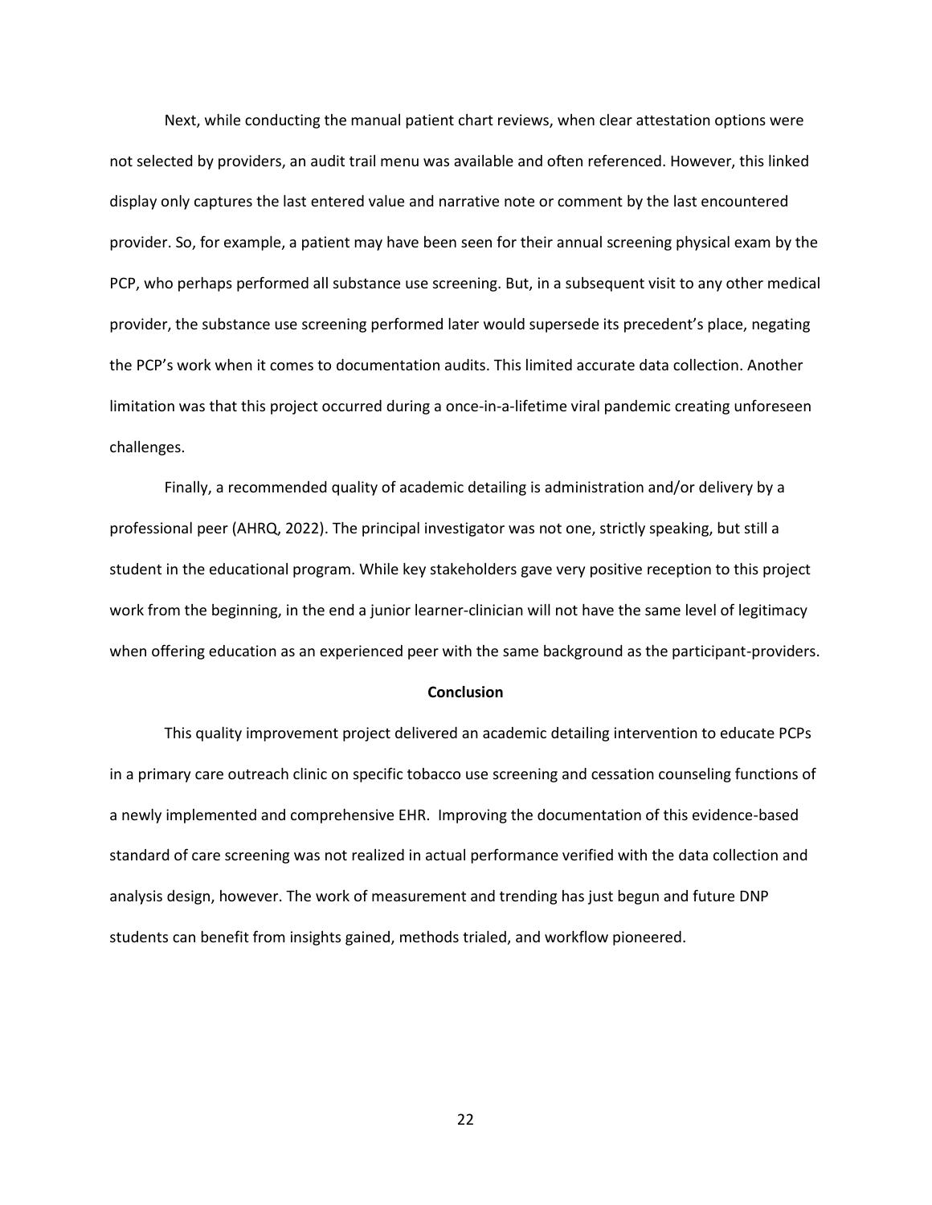Next, while conducting the manual patient chart reviews, when clear attestation options were not selected by providers, an audit trail menu was available and often referenced. However, this linked display only captures the last entered value and narrative note or comment by the last encountered provider. So, for example, a patient may have been seen for their annual screening physical exam by the PCP, who perhaps performed all substance use screening. But, in a subsequent visit to any other medical provider, the substance use screening performed later would supersede its precedent's place, negating the PCP's work when it comes to documentation audits. This limited accurate data collection. Another limitation was that this project occurred during a once-in-a-lifetime viral pandemic creating unforeseen challenges.

Finally, a recommended quality of academic detailing is administration and/or delivery by a professional peer (AHRQ, 2022). The principal investigator was not one, strictly speaking, but still a student in the educational program. While key stakeholders gave very positive reception to this project work from the beginning, in the end a junior learner-clinician will not have the same level of legitimacy when offering education as an experienced peer with the same background as the participant-providers.

## Conclusion

This quality improvement project delivered an academic detailing intervention to educate PCPs in a primary care outreach clinic on specific tobacco use screening and cessation counseling functions of a newly implemented and comprehensive EHR. Improving the documentation of this evidence-based standard of care screening was not realized in actual performance verified with the data collection and analysis design, however. The work of measurement and trending has just begun and future DNP students can benefit from insights gained, methods trialed, and workflow pioneered.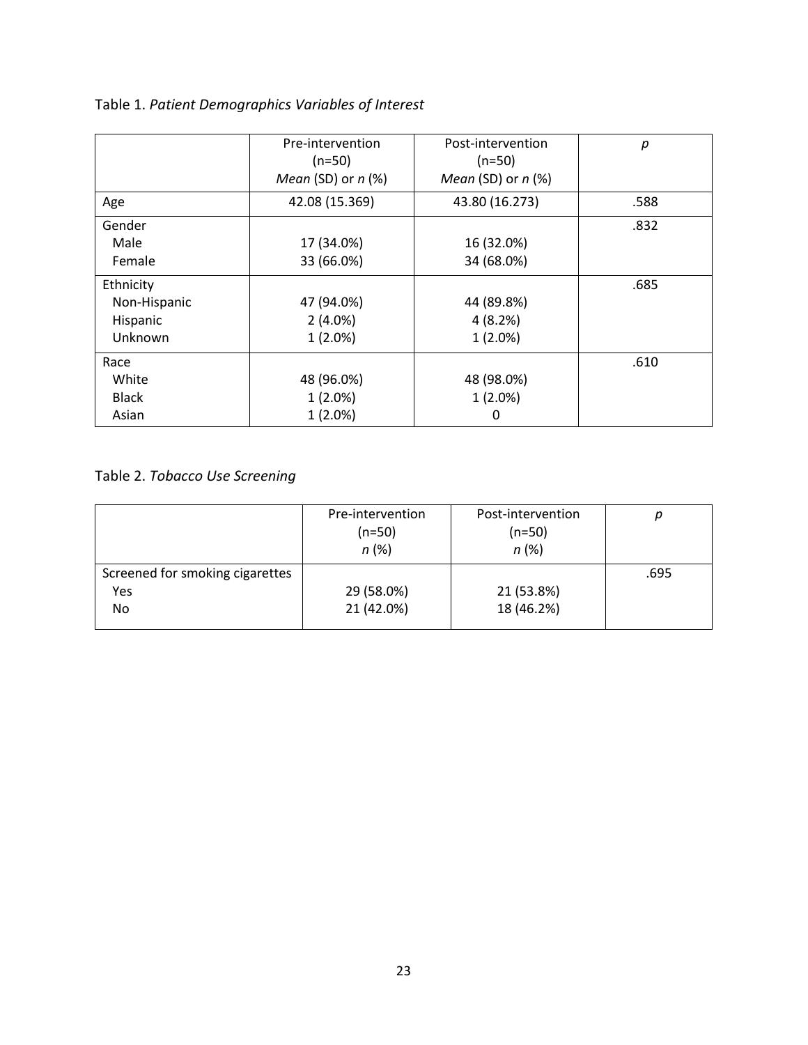Table 1. *Patient Demographics Variables of Interest*

| | Pre-intervention (n=50) *Mean* (SD) or *n* (%) | Post-intervention (n=50) *Mean* (SD) or *n* (%) | *p* |
|---|---|---|---|
| Age | 42.08 (15.369) | 43.80 (16.273) | .588 |
| Gender | | | .832 |
| Male | 17 (34.0%) | 16 (32.0%) | |
| Female | 33 (66.0%) | 34 (68.0%) | |
| Ethnicity | | | .685 |
| Non-Hispanic | 47 (94.0%) | 44 (89.8%) | |
| Hispanic | 2 (4.0%) | 4 (8.2%) | |
| Unknown | 1 (2.0%) | 1 (2.0%) | |
| Race | | | .610 |
| White | 48 (96.0%) | 48 (98.0%) | |
| Black | 1 (2.0%) | 1 (2.0%) | |
| Asian | 1 (2.0%) | 0 | |

Table 2. *Tobacco Use Screening*

| | Pre-intervention (n=50) *n* (%) | Post-intervention (n=50) *n* (%) | *p* |
|---|---|---|---|
| Screened for smoking cigarettes | | | .695 |
| Yes | 29 (58.0%) | 21 (53.8%) | |
| No | 21 (42.0%) | 18 (46.2%) | |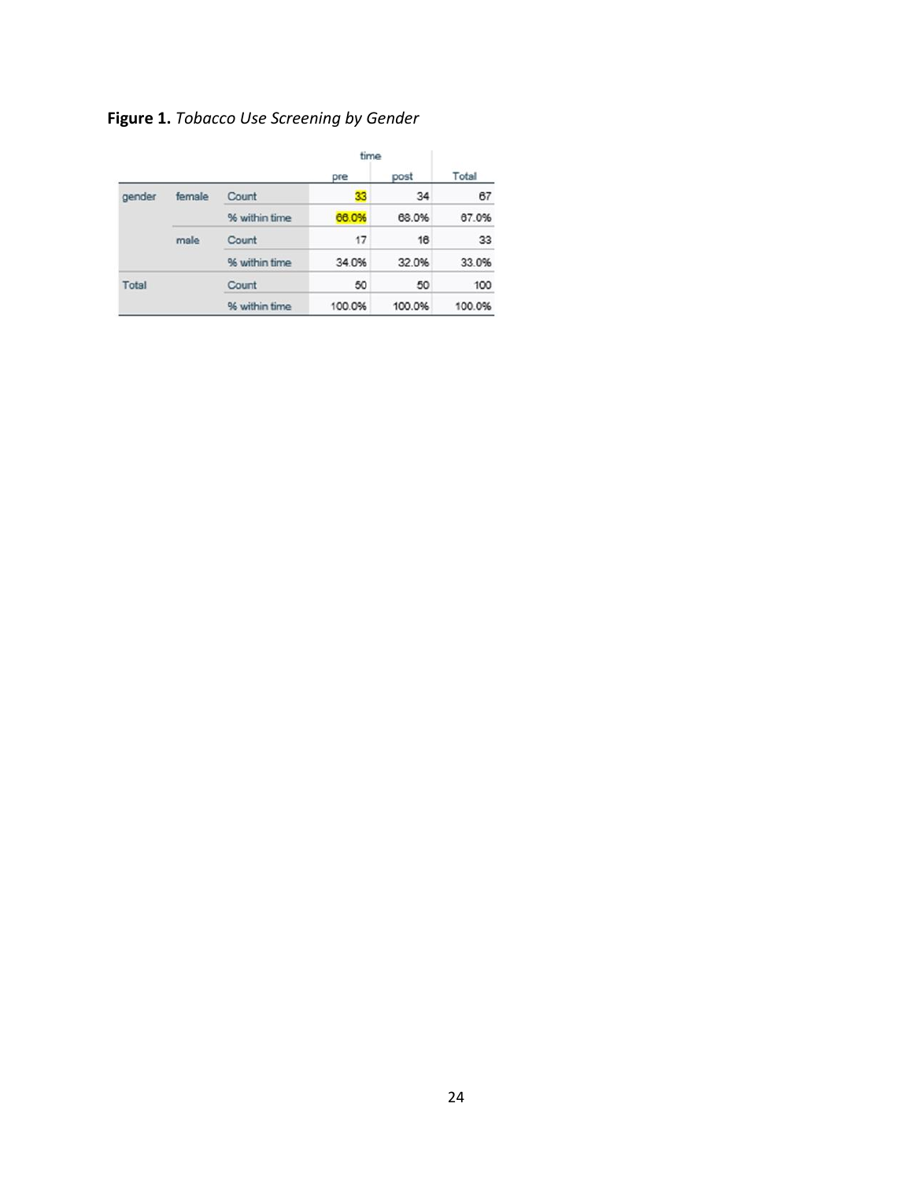**Figure 1.** *Tobacco Use Screening by Gender*

| | | | time | | |
|---|---|---|---|---|---|
| | | | pre | post | Total |
| gender | female | Count | 33 | 34 | 67 |
| | | % within time | 66.0% | 68.0% | 67.0% |
| | male | Count | 17 | 16 | 33 |
| | | % within time | 34.0% | 32.0% | 33.0% |
| Total | | Count | 50 | 50 | 100 |
| | | % within time | 100.0% | 100.0% | 100.0% |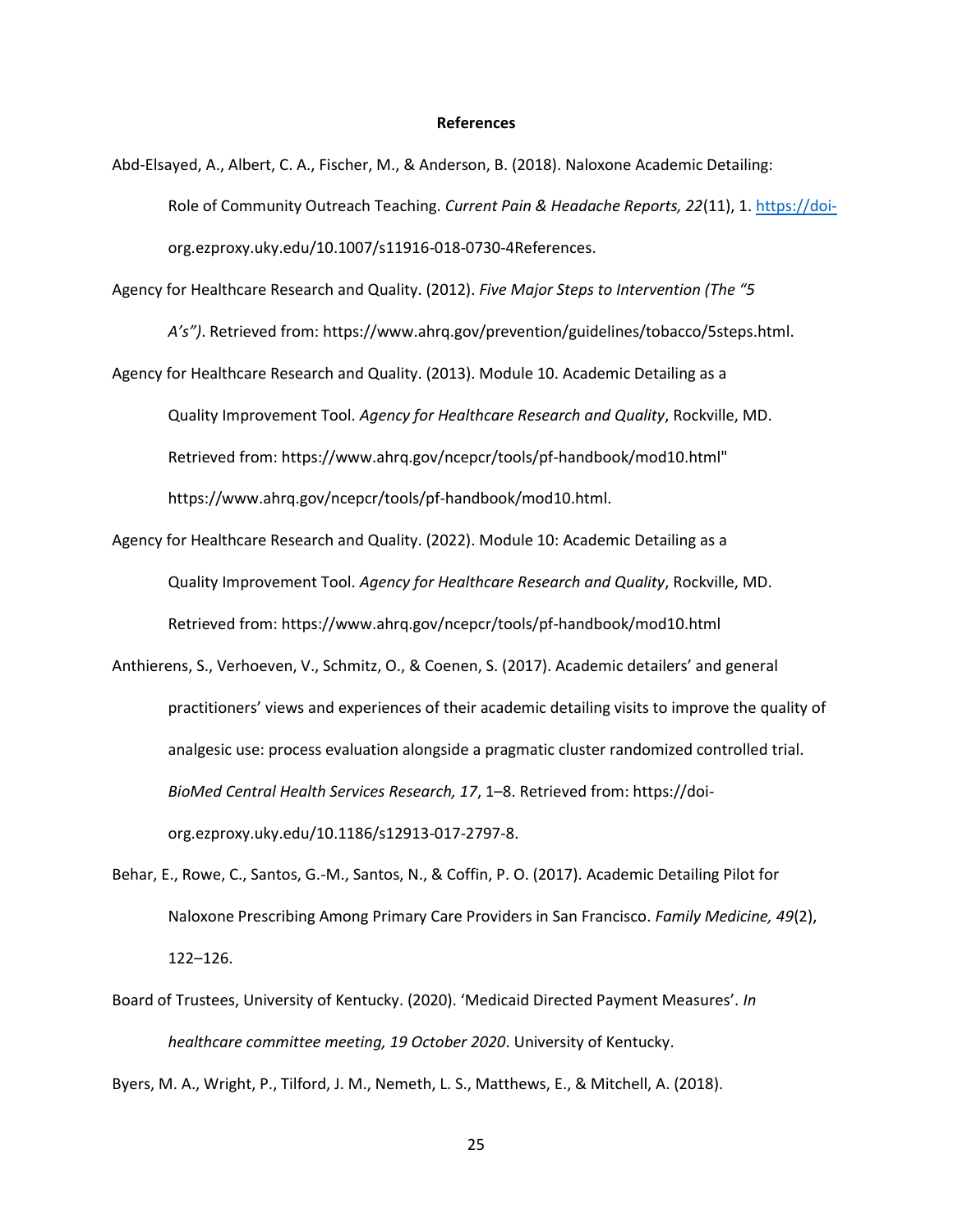**References**

Abd-Elsayed, A., Albert, C. A., Fischer, M., & Anderson, B. (2018). Naloxone Academic Detailing: Role of Community Outreach Teaching. *Current Pain & Headache Reports, 22*(11), 1. https://doi-org.ezproxy.uky.edu/10.1007/s11916-018-0730-4References.

Agency for Healthcare Research and Quality. (2012). *Five Major Steps to Intervention (The "5 A's")*. Retrieved from: https://www.ahrq.gov/prevention/guidelines/tobacco/5steps.html.

Agency for Healthcare Research and Quality. (2013). Module 10. Academic Detailing as a Quality Improvement Tool. *Agency for Healthcare Research and Quality*, Rockville, MD. Retrieved from: https://www.ahrq.gov/ncepcr/tools/pf-handbook/mod10.html" https://www.ahrq.gov/ncepcr/tools/pf-handbook/mod10.html.

Agency for Healthcare Research and Quality. (2022). Module 10: Academic Detailing as a Quality Improvement Tool. *Agency for Healthcare Research and Quality*, Rockville, MD. Retrieved from: https://www.ahrq.gov/ncepcr/tools/pf-handbook/mod10.html

Anthierens, S., Verhoeven, V., Schmitz, O., & Coenen, S. (2017). Academic detailers' and general practitioners' views and experiences of their academic detailing visits to improve the quality of analgesic use: process evaluation alongside a pragmatic cluster randomized controlled trial. *BioMed Central Health Services Research, 17*, 1–8. Retrieved from: https://doi-org.ezproxy.uky.edu/10.1186/s12913-017-2797-8.

Behar, E., Rowe, C., Santos, G.-M., Santos, N., & Coffin, P. O. (2017). Academic Detailing Pilot for Naloxone Prescribing Among Primary Care Providers in San Francisco. *Family Medicine, 49*(2), 122–126.

Board of Trustees, University of Kentucky. (2020). 'Medicaid Directed Payment Measures'. *In healthcare committee meeting, 19 October 2020*. University of Kentucky.

Byers, M. A., Wright, P., Tilford, J. M., Nemeth, L. S., Matthews, E., & Mitchell, A. (2018).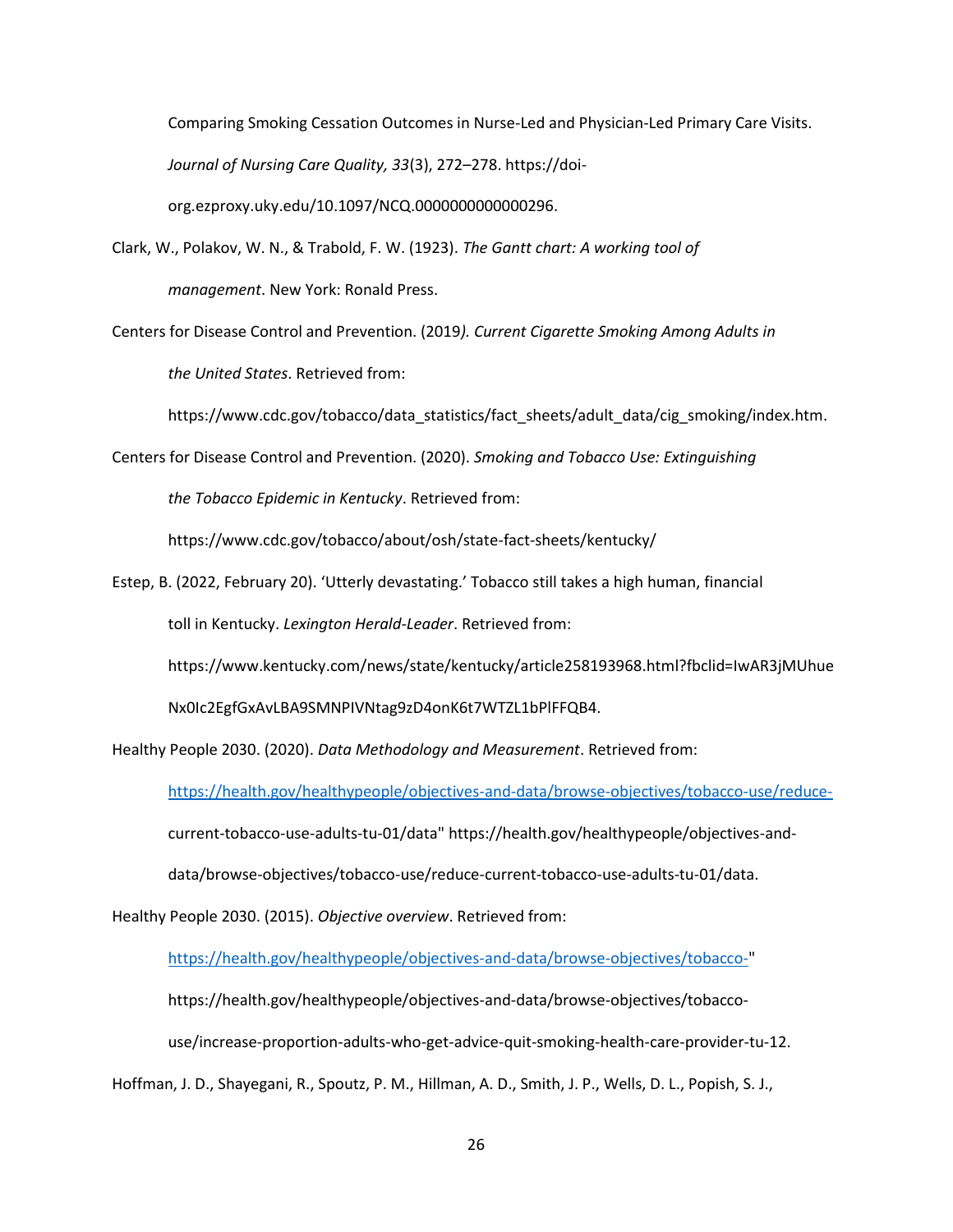Comparing Smoking Cessation Outcomes in Nurse-Led and Physician-Led Primary Care Visits. *Journal of Nursing Care Quality, 33*(3), 272–278. https://doi-org.ezproxy.uky.edu/10.1097/NCQ.0000000000000296.

Clark, W., Polakov, W. N., & Trabold, F. W. (1923). *The Gantt chart: A working tool of management*. New York: Ronald Press.

Centers for Disease Control and Prevention. (2019*). Current Cigarette Smoking Among Adults in the United States*. Retrieved from: https://www.cdc.gov/tobacco/data_statistics/fact_sheets/adult_data/cig_smoking/index.htm.

Centers for Disease Control and Prevention. (2020). *Smoking and Tobacco Use: Extinguishing the Tobacco Epidemic in Kentucky*. Retrieved from: https://www.cdc.gov/tobacco/about/osh/state-fact-sheets/kentucky/

Estep, B. (2022, February 20). 'Utterly devastating.' Tobacco still takes a high human, financial toll in Kentucky. *Lexington Herald-Leader*. Retrieved from: https://www.kentucky.com/news/state/kentucky/article258193968.html?fbclid=IwAR3jMUhueNx0Ic2EgfGxAvLBA9SMNPIVNtag9zD4onK6t7WTZL1bPlFFQB4.

Healthy People 2030. (2020). *Data Methodology and Measurement*. Retrieved from: https://health.gov/healthypeople/objectives-and-data/browse-objectives/tobacco-use/reduce-current-tobacco-use-adults-tu-01/data" https://health.gov/healthypeople/objectives-and-data/browse-objectives/tobacco-use/reduce-current-tobacco-use-adults-tu-01/data.

Healthy People 2030. (2015). *Objective overview*. Retrieved from: https://health.gov/healthypeople/objectives-and-data/browse-objectives/tobacco-" https://health.gov/healthypeople/objectives-and-data/browse-objectives/tobacco-use/increase-proportion-adults-who-get-advice-quit-smoking-health-care-provider-tu-12.

Hoffman, J. D., Shayegani, R., Spoutz, P. M., Hillman, A. D., Smith, J. P., Wells, D. L., Popish, S. J.,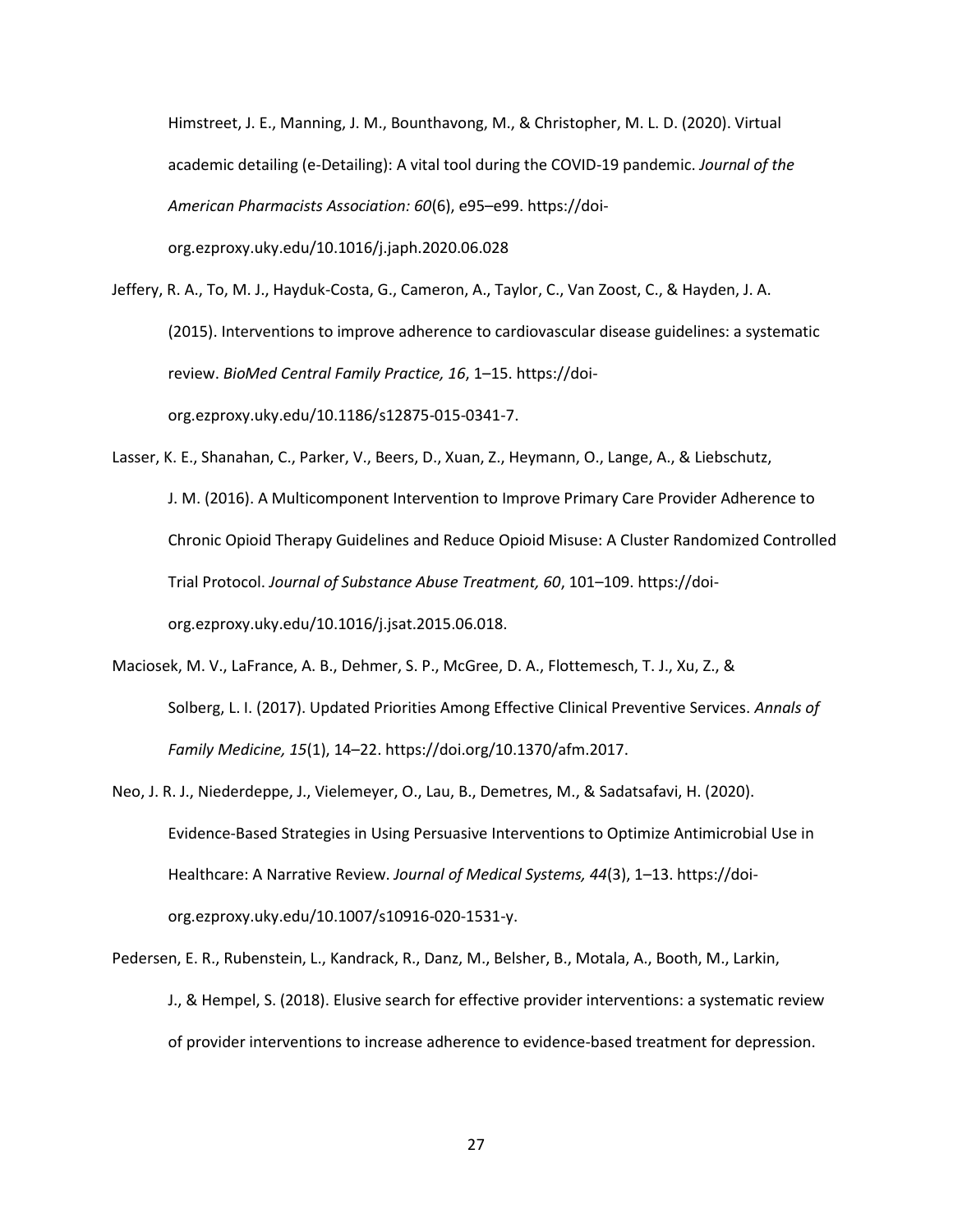Himstreet, J. E., Manning, J. M., Bounthavong, M., & Christopher, M. L. D. (2020). Virtual academic detailing (e-Detailing): A vital tool during the COVID-19 pandemic. *Journal of the American Pharmacists Association: 60*(6), e95–e99. https://doi-org.ezproxy.uky.edu/10.1016/j.japh.2020.06.028

Jeffery, R. A., To, M. J., Hayduk-Costa, G., Cameron, A., Taylor, C., Van Zoost, C., & Hayden, J. A. (2015). Interventions to improve adherence to cardiovascular disease guidelines: a systematic review. *BioMed Central Family Practice, 16*, 1–15. https://doi-org.ezproxy.uky.edu/10.1186/s12875-015-0341-7.

Lasser, K. E., Shanahan, C., Parker, V., Beers, D., Xuan, Z., Heymann, O., Lange, A., & Liebschutz, J. M. (2016). A Multicomponent Intervention to Improve Primary Care Provider Adherence to Chronic Opioid Therapy Guidelines and Reduce Opioid Misuse: A Cluster Randomized Controlled Trial Protocol. *Journal of Substance Abuse Treatment, 60*, 101–109. https://doi-org.ezproxy.uky.edu/10.1016/j.jsat.2015.06.018.

Maciosek, M. V., LaFrance, A. B., Dehmer, S. P., McGree, D. A., Flottemesch, T. J., Xu, Z., & Solberg, L. I. (2017). Updated Priorities Among Effective Clinical Preventive Services. *Annals of Family Medicine, 15*(1), 14–22. https://doi.org/10.1370/afm.2017.

Neo, J. R. J., Niederdeppe, J., Vielemeyer, O., Lau, B., Demetres, M., & Sadatsafavi, H. (2020). Evidence-Based Strategies in Using Persuasive Interventions to Optimize Antimicrobial Use in Healthcare: A Narrative Review. *Journal of Medical Systems, 44*(3), 1–13. https://doi-org.ezproxy.uky.edu/10.1007/s10916-020-1531-y.

Pedersen, E. R., Rubenstein, L., Kandrack, R., Danz, M., Belsher, B., Motala, A., Booth, M., Larkin, J., & Hempel, S. (2018). Elusive search for effective provider interventions: a systematic review of provider interventions to increase adherence to evidence-based treatment for depression.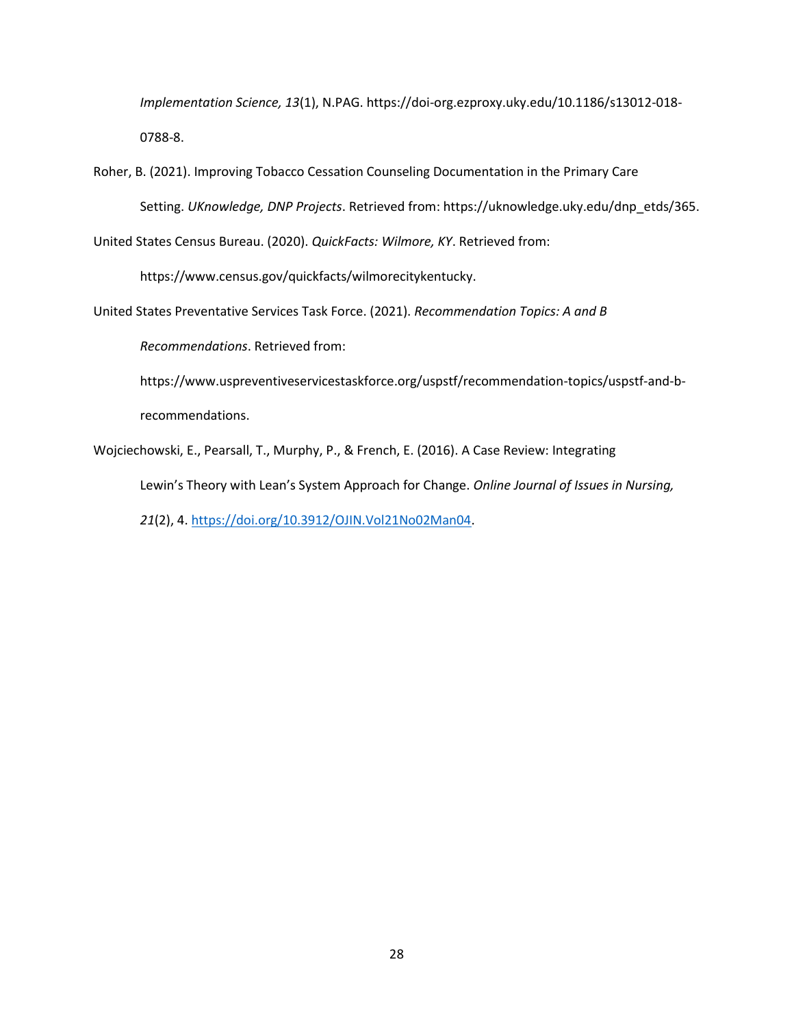*Implementation Science, 13*(1), N.PAG. https://doi-org.ezproxy.uky.edu/10.1186/s13012-018-0788-8.

Roher, B. (2021). Improving Tobacco Cessation Counseling Documentation in the Primary Care Setting. *UKnowledge, DNP Projects*. Retrieved from: https://uknowledge.uky.edu/dnp_etds/365.

United States Census Bureau. (2020). *QuickFacts: Wilmore, KY*. Retrieved from: https://www.census.gov/quickfacts/wilmorecitykentucky.

United States Preventative Services Task Force. (2021). *Recommendation Topics: A and B Recommendations*. Retrieved from: https://www.uspreventiveservicestaskforce.org/uspstf/recommendation-topics/uspstf-and-b-recommendations.

Wojciechowski, E., Pearsall, T., Murphy, P., & French, E. (2016). A Case Review: Integrating Lewin's Theory with Lean's System Approach for Change. *Online Journal of Issues in Nursing, 21*(2), 4. https://doi.org/10.3912/OJIN.Vol21No02Man04.